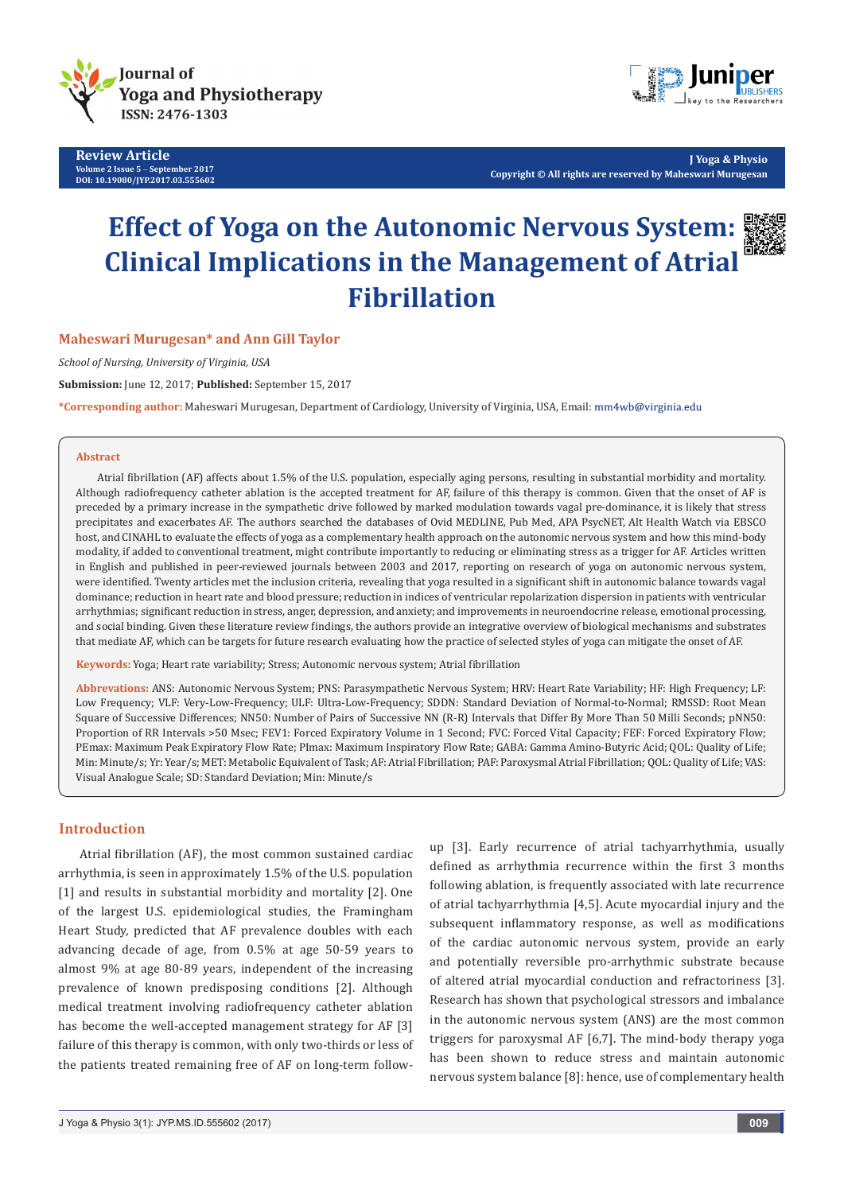Review Article

# Effect of Yoga on the Autonomic Nervous System: Clinical Implications in the Management of Atrial Fibrillation

**Maheswari Murugesan* and Ann Gill Taylor**

*School of Nursing, University of Virginia, USA*

**Submission:** June 12, 2017; **Published:** September 15, 2017

***Corresponding author:** Maheswari Murugesan, Department of Cardiology, University of Virginia, USA, Email: mm4wb@virginia.edu

## Abstract

Atrial fibrillation (AF) affects about 1.5% of the U.S. population, especially aging persons, resulting in substantial morbidity and mortality. Although radiofrequency catheter ablation is the accepted treatment for AF, failure of this therapy is common. Given that the onset of AF is preceded by a primary increase in the sympathetic drive followed by marked modulation towards vagal pre-dominance, it is likely that stress precipitates and exacerbates AF. The authors searched the databases of Ovid MEDLINE, Pub Med, APA PsycNET, Alt Health Watch via EBSCO host, and CINAHL to evaluate the effects of yoga as a complementary health approach on the autonomic nervous system and how this mind-body modality, if added to conventional treatment, might contribute importantly to reducing or eliminating stress as a trigger for AF. Articles written in English and published in peer-reviewed journals between 2003 and 2017, reporting on research of yoga on autonomic nervous system, were identified. Twenty articles met the inclusion criteria, revealing that yoga resulted in a significant shift in autonomic balance towards vagal dominance; reduction in heart rate and blood pressure; reduction in indices of ventricular repolarization dispersion in patients with ventricular arrhythmias; significant reduction in stress, anger, depression, and anxiety; and improvements in neuroendocrine release, emotional processing, and social binding. Given these literature review findings, the authors provide an integrative overview of biological mechanisms and substrates that mediate AF, which can be targets for future research evaluating how the practice of selected styles of yoga can mitigate the onset of AF.

**Keywords:** Yoga; Heart rate variability; Stress; Autonomic nervous system; Atrial fibrillation

**Abbrevations:** ANS: Autonomic Nervous System; PNS: Parasympathetic Nervous System; HRV: Heart Rate Variability; HF: High Frequency; LF: Low Frequency; VLF: Very-Low-Frequency; ULF: Ultra-Low-Frequency; SDDN: Standard Deviation of Normal-to-Normal; RMSSD: Root Mean Square of Successive Differences; NN50: Number of Pairs of Successive NN (R-R) Intervals that Differ By More Than 50 Milli Seconds; pNN50: Proportion of RR Intervals >50 Msec; FEV1: Forced Expiratory Volume in 1 Second; FVC: Forced Vital Capacity; FEF: Forced Expiratory Flow; PEmax: Maximum Peak Expiratory Flow Rate; PImax: Maximum Inspiratory Flow Rate; GABA: Gamma Amino-Butyric Acid; QOL: Quality of Life; Min: Minute/s; Yr: Year/s; MET: Metabolic Equivalent of Task; AF: Atrial Fibrillation; PAF: Paroxysmal Atrial Fibrillation; QOL: Quality of Life; VAS: Visual Analogue Scale; SD: Standard Deviation; Min: Minute/s

## Introduction

Atrial fibrillation (AF), the most common sustained cardiac arrhythmia, is seen in approximately 1.5% of the U.S. population [1] and results in substantial morbidity and mortality [2]. One of the largest U.S. epidemiological studies, the Framingham Heart Study, predicted that AF prevalence doubles with each advancing decade of age, from 0.5% at age 50-59 years to almost 9% at age 80-89 years, independent of the increasing prevalence of known predisposing conditions [2]. Although medical treatment involving radiofrequency catheter ablation has become the well-accepted management strategy for AF [3] failure of this therapy is common, with only two-thirds or less of the patients treated remaining free of AF on long-term follow-up [3]. Early recurrence of atrial tachyarrhythmia, usually defined as arrhythmia recurrence within the first 3 months following ablation, is frequently associated with late recurrence of atrial tachyarrhythmia [4,5]. Acute myocardial injury and the subsequent inflammatory response, as well as modifications of the cardiac autonomic nervous system, provide an early and potentially reversible pro-arrhythmic substrate because of altered atrial myocardial conduction and refractoriness [3]. Research has shown that psychological stressors and imbalance in the autonomic nervous system (ANS) are the most common triggers for paroxysmal AF [6,7]. The mind-body therapy yoga has been shown to reduce stress and maintain autonomic nervous system balance [8]: hence, use of complementary health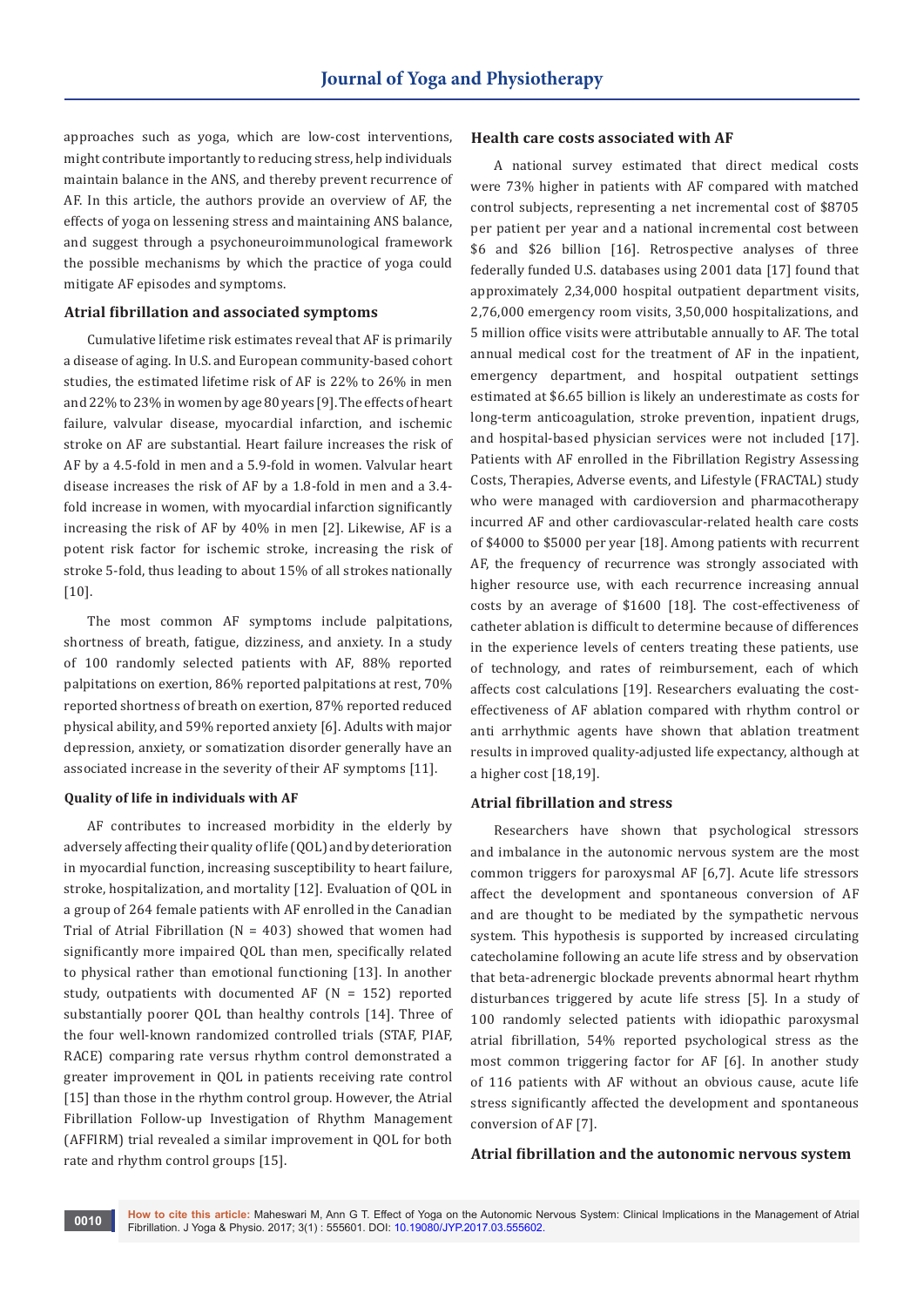approaches such as yoga, which are low-cost interventions, might contribute importantly to reducing stress, help individuals maintain balance in the ANS, and thereby prevent recurrence of AF. In this article, the authors provide an overview of AF, the effects of yoga on lessening stress and maintaining ANS balance, and suggest through a psychoneuroimmunological framework the possible mechanisms by which the practice of yoga could mitigate AF episodes and symptoms.

## Atrial fibrillation and associated symptoms

Cumulative lifetime risk estimates reveal that AF is primarily a disease of aging. In U.S. and European community-based cohort studies, the estimated lifetime risk of AF is 22% to 26% in men and 22% to 23% in women by age 80 years [9]. The effects of heart failure, valvular disease, myocardial infarction, and ischemic stroke on AF are substantial. Heart failure increases the risk of AF by a 4.5-fold in men and a 5.9-fold in women. Valvular heart disease increases the risk of AF by a 1.8-fold in men and a 3.4-fold increase in women, with myocardial infarction significantly increasing the risk of AF by 40% in men [2]. Likewise, AF is a potent risk factor for ischemic stroke, increasing the risk of stroke 5-fold, thus leading to about 15% of all strokes nationally [10].

The most common AF symptoms include palpitations, shortness of breath, fatigue, dizziness, and anxiety. In a study of 100 randomly selected patients with AF, 88% reported palpitations on exertion, 86% reported palpitations at rest, 70% reported shortness of breath on exertion, 87% reported reduced physical ability, and 59% reported anxiety [6]. Adults with major depression, anxiety, or somatization disorder generally have an associated increase in the severity of their AF symptoms [11].

### Quality of life in individuals with AF

AF contributes to increased morbidity in the elderly by adversely affecting their quality of life (QOL) and by deterioration in myocardial function, increasing susceptibility to heart failure, stroke, hospitalization, and mortality [12]. Evaluation of QOL in a group of 264 female patients with AF enrolled in the Canadian Trial of Atrial Fibrillation (N = 403) showed that women had significantly more impaired QOL than men, specifically related to physical rather than emotional functioning [13]. In another study, outpatients with documented AF (N = 152) reported substantially poorer QOL than healthy controls [14]. Three of the four well-known randomized controlled trials (STAF, PIAF, RACE) comparing rate versus rhythm control demonstrated a greater improvement in QOL in patients receiving rate control [15] than those in the rhythm control group. However, the Atrial Fibrillation Follow-up Investigation of Rhythm Management (AFFIRM) trial revealed a similar improvement in QOL for both rate and rhythm control groups [15].

## Health care costs associated with AF

A national survey estimated that direct medical costs were 73% higher in patients with AF compared with matched control subjects, representing a net incremental cost of $8705 per patient per year and a national incremental cost between $6 and $26 billion [16]. Retrospective analyses of three federally funded U.S. databases using 2001 data [17] found that approximately 2,34,000 hospital outpatient department visits, 2,76,000 emergency room visits, 3,50,000 hospitalizations, and 5 million office visits were attributable annually to AF. The total annual medical cost for the treatment of AF in the inpatient, emergency department, and hospital outpatient settings estimated at $6.65 billion is likely an underestimate as costs for long-term anticoagulation, stroke prevention, inpatient drugs, and hospital-based physician services were not included [17]. Patients with AF enrolled in the Fibrillation Registry Assessing Costs, Therapies, Adverse events, and Lifestyle (FRACTAL) study who were managed with cardioversion and pharmacotherapy incurred AF and other cardiovascular-related health care costs of $4000 to $5000 per year [18]. Among patients with recurrent AF, the frequency of recurrence was strongly associated with higher resource use, with each recurrence increasing annual costs by an average of $1600 [18]. The cost-effectiveness of catheter ablation is difficult to determine because of differences in the experience levels of centers treating these patients, use of technology, and rates of reimbursement, each of which affects cost calculations [19]. Researchers evaluating the cost-effectiveness of AF ablation compared with rhythm control or anti arrhythmic agents have shown that ablation treatment results in improved quality-adjusted life expectancy, although at a higher cost [18,19].

## Atrial fibrillation and stress

Researchers have shown that psychological stressors and imbalance in the autonomic nervous system are the most common triggers for paroxysmal AF [6,7]. Acute life stressors affect the development and spontaneous conversion of AF and are thought to be mediated by the sympathetic nervous system. This hypothesis is supported by increased circulating catecholamine following an acute life stress and by observation that beta-adrenergic blockade prevents abnormal heart rhythm disturbances triggered by acute life stress [5]. In a study of 100 randomly selected patients with idiopathic paroxysmal atrial fibrillation, 54% reported psychological stress as the most common triggering factor for AF [6]. In another study of 116 patients with AF without an obvious cause, acute life stress significantly affected the development and spontaneous conversion of AF [7].

## Atrial fibrillation and the autonomic nervous system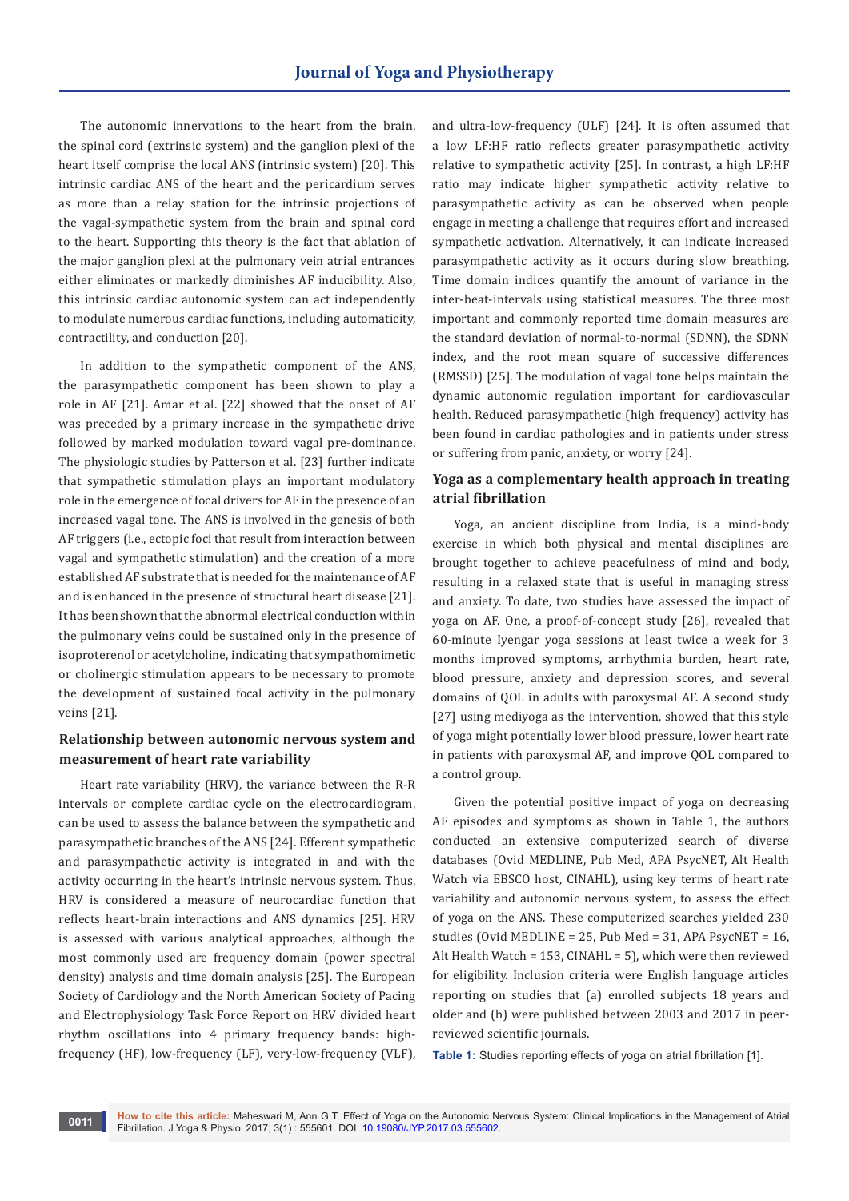The autonomic innervations to the heart from the brain, the spinal cord (extrinsic system) and the ganglion plexi of the heart itself comprise the local ANS (intrinsic system) [20]. This intrinsic cardiac ANS of the heart and the pericardium serves as more than a relay station for the intrinsic projections of the vagal-sympathetic system from the brain and spinal cord to the heart. Supporting this theory is the fact that ablation of the major ganglion plexi at the pulmonary vein atrial entrances either eliminates or markedly diminishes AF inducibility. Also, this intrinsic cardiac autonomic system can act independently to modulate numerous cardiac functions, including automaticity, contractility, and conduction [20].

In addition to the sympathetic component of the ANS, the parasympathetic component has been shown to play a role in AF [21]. Amar et al. [22] showed that the onset of AF was preceded by a primary increase in the sympathetic drive followed by marked modulation toward vagal pre-dominance. The physiologic studies by Patterson et al. [23] further indicate that sympathetic stimulation plays an important modulatory role in the emergence of focal drivers for AF in the presence of an increased vagal tone. The ANS is involved in the genesis of both AF triggers (i.e., ectopic foci that result from interaction between vagal and sympathetic stimulation) and the creation of a more established AF substrate that is needed for the maintenance of AF and is enhanced in the presence of structural heart disease [21]. It has been shown that the abnormal electrical conduction within the pulmonary veins could be sustained only in the presence of isoproterenol or acetylcholine, indicating that sympathomimetic or cholinergic stimulation appears to be necessary to promote the development of sustained focal activity in the pulmonary veins [21].

## Relationship between autonomic nervous system and measurement of heart rate variability

Heart rate variability (HRV), the variance between the R-R intervals or complete cardiac cycle on the electrocardiogram, can be used to assess the balance between the sympathetic and parasympathetic branches of the ANS [24]. Efferent sympathetic and parasympathetic activity is integrated in and with the activity occurring in the heart's intrinsic nervous system. Thus, HRV is considered a measure of neurocardiac function that reflects heart-brain interactions and ANS dynamics [25]. HRV is assessed with various analytical approaches, although the most commonly used are frequency domain (power spectral density) analysis and time domain analysis [25]. The European Society of Cardiology and the North American Society of Pacing and Electrophysiology Task Force Report on HRV divided heart rhythm oscillations into 4 primary frequency bands: high-frequency (HF), low-frequency (LF), very-low-frequency (VLF), and ultra-low-frequency (ULF) [24]. It is often assumed that a low LF:HF ratio reflects greater parasympathetic activity relative to sympathetic activity [25]. In contrast, a high LF:HF ratio may indicate higher sympathetic activity relative to parasympathetic activity as can be observed when people engage in meeting a challenge that requires effort and increased sympathetic activation. Alternatively, it can indicate increased parasympathetic activity as it occurs during slow breathing. Time domain indices quantify the amount of variance in the inter-beat-intervals using statistical measures. The three most important and commonly reported time domain measures are the standard deviation of normal-to-normal (SDNN), the SDNN index, and the root mean square of successive differences (RMSSD) [25]. The modulation of vagal tone helps maintain the dynamic autonomic regulation important for cardiovascular health. Reduced parasympathetic (high frequency) activity has been found in cardiac pathologies and in patients under stress or suffering from panic, anxiety, or worry [24].

## Yoga as a complementary health approach in treating atrial fibrillation

Yoga, an ancient discipline from India, is a mind-body exercise in which both physical and mental disciplines are brought together to achieve peacefulness of mind and body, resulting in a relaxed state that is useful in managing stress and anxiety. To date, two studies have assessed the impact of yoga on AF. One, a proof-of-concept study [26], revealed that 60-minute Iyengar yoga sessions at least twice a week for 3 months improved symptoms, arrhythmia burden, heart rate, blood pressure, anxiety and depression scores, and several domains of QOL in adults with paroxysmal AF. A second study [27] using mediyoga as the intervention, showed that this style of yoga might potentially lower blood pressure, lower heart rate in patients with paroxysmal AF, and improve QOL compared to a control group.

Given the potential positive impact of yoga on decreasing AF episodes and symptoms as shown in Table 1, the authors conducted an extensive computerized search of diverse databases (Ovid MEDLINE, Pub Med, APA PsycNET, Alt Health Watch via EBSCO host, CINAHL), using key terms of heart rate variability and autonomic nervous system, to assess the effect of yoga on the ANS. These computerized searches yielded 230 studies (Ovid MEDLINE = 25, Pub Med = 31, APA PsycNET = 16, Alt Health Watch = 153, CINAHL = 5), which were then reviewed for eligibility. Inclusion criteria were English language articles reporting on studies that (a) enrolled subjects 18 years and older and (b) were published between 2003 and 2017 in peer-reviewed scientific journals.

**Table 1:** Studies reporting effects of yoga on atrial fibrillation [1].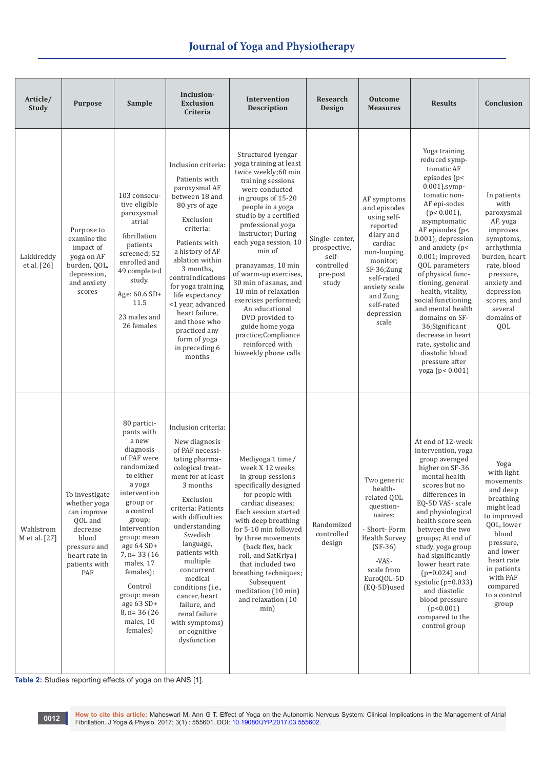| Article/ Study | Purpose | Sample | Inclusion-Exclusion Criteria | Intervention Description | Research Design | Outcome Measures | Results | Conclusion |
|---|---|---|---|---|---|---|---|---|
| Lakkireddy et al. [26] | Purpose to examine the impact of yoga on AF burden, QOL, depression, and anxiety scores | 103 consecutive eligible paroxysmal atrial fibrillation patients screened; 52 enrolled and 49 completed study. Age: 60.6 SD+ 11.5 23 males and 26 females | Inclusion criteria: Patients with paroxysmal AF between 18 and 80 yrs of age Exclusion criteria: Patients with a history of AF ablation within 3 months, contraindications for yoga training, life expectancy <1 year, advanced heart failure, and those who practiced any form of yoga in preceding 6 months | Structured Iyengar yoga training at least twice weekly;60 min training sessions were conducted in groups of 15-20 people in a yoga studio by a certified professional yoga instructor; During each yoga session, 10 min of pranayamas, 10 min of warm-up exercises, 30 min of asanas, and 10 min of relaxation exercises performed; An educational DVD provided to guide home yoga practice;Compliance reinforced with biweekly phone calls | Single- center, prospective, self-controlled pre-post study | AF symptoms and episodes using self-reported diary and cardiac non-looping monitor; SF-36;Zung self-rated anxiety scale and Zung self-rated depression scale | Yoga training reduced symptomatic AF episodes ($p< 0.001$),symptomatic non-AF epi-sodes ($p< 0.001$), asymptomatic AF episodes ($p< 0.001$), depression and anxiety ($p< 0.001$); improved QOL parameters of physical functioning, general health, vitality, social functioning, and mental health domains on SF-36;Significant decrease in heart rate, systolic and diastolic blood pressure after yoga ($p< 0.001$) | In patients with paroxysmal AF, yoga improves symptoms, arrhythmia burden, heart rate, blood pressure, anxiety and depression scores, and several domains of QOL |
| Wahlstrom M et al. [27] | To investigate whether yoga can improve QOL and decrease blood pressure and heart rate in patients with PAF | 80 participants with a new diagnosis of PAF were randomized to either a yoga intervention group or a control group; Intervention group: mean age 64 SD+ 7, n= 33 (16 males, 17 females); Control group: mean age 63 SD+ 8, n= 36 (26 males, 10 females) | Inclusion criteria: New diagnosis of PAF necessitating pharmacological treatment for at least 3 months Exclusion criteria: Patients with difficulties understanding Swedish language, patients with multiple concurrent medical conditions (i.e., cancer, heart failure, and renal failure with symptoms) or cognitive dysfunction | Mediyoga 1 time/ week X 12 weeks in group sessions specifically designed for people with cardiac diseases; Each session started with deep breathing for 5-10 min followed by three movements (back flex, back roll, and SatKriya) that included two breathing techniques; Subsequent meditation (10 min) and relaxation (10 min) | Randomized controlled design | Two generic health-related QOL question-naires: - Short- Form Health Survey (SF-36) -VAS-scale from EuroQOL-5D (EQ-5D)used | At end of 12-week intervention, yoga group averaged higher on SF-36 mental health scores but no differences in EQ-5D VAS- scale and physiological health score seen between the two groups; At end of study, yoga group had significantly lower heart rate ($p=0.024$) and systolic ($p=0.033$) and diastolic blood pressure ($p<0.001$) compared to the control group | Yoga with light movements and deep breathing might lead to improved QOL, lower blood pressure, and lower heart rate in patients with PAF compared to a control group |

**Table 2:** Studies reporting effects of yoga on the ANS [1].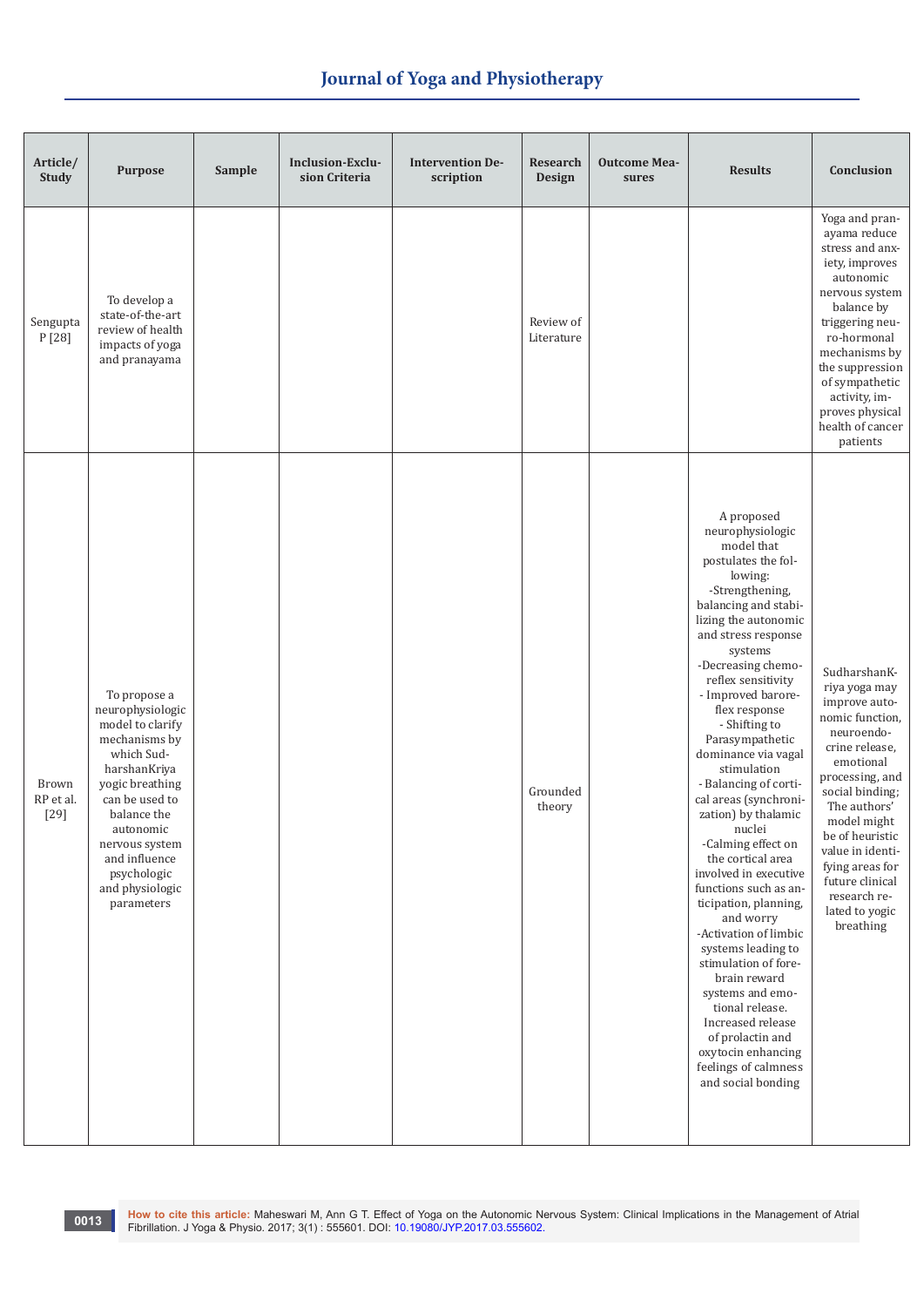| Article/ Study | Purpose | Sample | Inclusion-Exclusion Criteria | Intervention Description | Research Design | Outcome Measures | Results | Conclusion |
|---|---|---|---|---|---|---|---|---|
| Sengupta P [28] | To develop a state-of-the-art review of health impacts of yoga and pranayama | | | | Review of Literature | | | Yoga and pranayama reduce stress and anxiety, improves autonomic nervous system balance by triggering neuro-hormonal mechanisms by the suppression of sympathetic activity, improves physical health of cancer patients |
| Brown RP et al. [29] | To propose a neurophysiologic model to clarify mechanisms by which SudharshanKriya yogic breathing can be used to balance the autonomic nervous system and influence psychologic and physiologic parameters | | | | Grounded theory | | A proposed neurophysiologic model that postulates the following: -Strengthening, balancing and stabilizing the autonomic and stress response systems -Decreasing chemoreflex sensitivity - Improved baroreflex response - Shifting to Parasympathetic dominance via vagal stimulation - Balancing of cortical areas (synchronization) by thalamic nuclei -Calming effect on the cortical area involved in executive functions such as anticipation, planning, and worry -Activation of limbic systems leading to stimulation of forebrain reward systems and emotional release. Increased release of prolactin and oxytocin enhancing feelings of calmness and social bonding | SudharshanKriya yoga may improve autonomic function, neuroendocrine release, emotional processing, and social binding; The authors' model might be of heuristic value in identifying areas for future clinical research related to yogic breathing |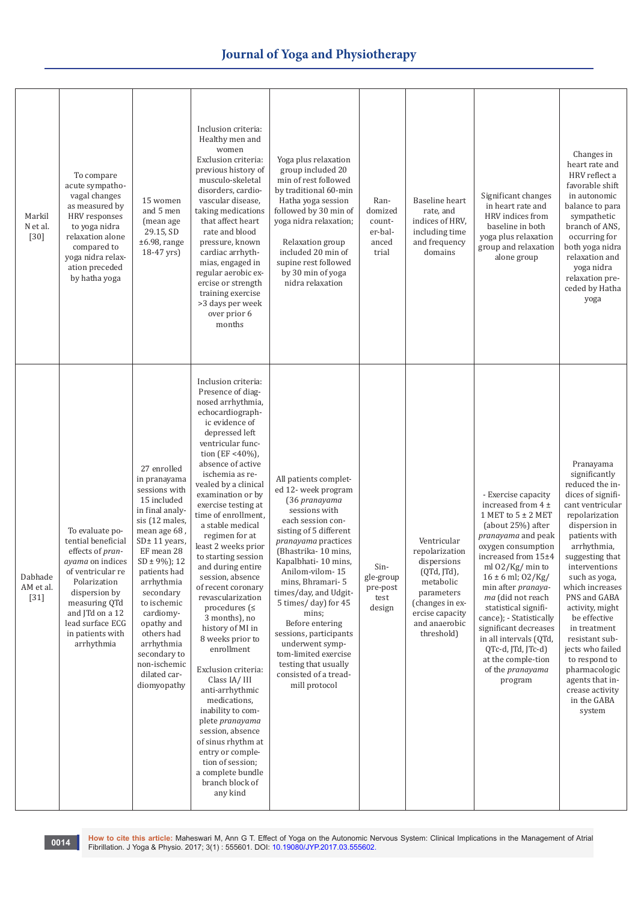| | | | | | | | | |
|---|---|---|---|---|---|---|---|---|
| Markil N et al. [30] | To compare acute sympatho-vagal changes as measured by HRV responses to yoga nidra relaxation alone compared to yoga nidra relaxation preceded by hatha yoga | 15 women and 5 men (mean age 29.15, SD ±6.98, range 18-47 yrs) | Inclusion criteria: Healthy men and women<br>Exclusion criteria: previous history of musculo-skeletal disorders, cardio-vascular disease, taking medications that affect heart rate and blood pressure, known cardiac arrhythmias, engaged in regular aerobic exercise or strength training exercise >3 days per week over prior 6 months | Yoga plus relaxation group included 20 min of rest followed by traditional 60-min Hatha yoga session followed by 30 min of yoga nidra relaxation;<br><br>Relaxation group included 20 min of supine rest followed by 30 min of yoga nidra relaxation | Randomized counter-balanced trial | Baseline heart rate, and indices of HRV, including time and frequency domains | Significant changes in heart rate and HRV indices from baseline in both yoga plus relaxation group and relaxation alone group | Changes in heart rate and HRV reflect a favorable shift in autonomic balance to para sympathetic branch of ANS, occurring for both yoga nidra relaxation and yoga nidra relaxation preceded by Hatha yoga |
| Dabhade AM et al. [31] | To evaluate potential beneficial effects of *pranayama* on indices of ventricular re Polarization dispersion by measuring QTd and JTd on a 12 lead surface ECG in patients with arrhythmia | 27 enrolled in pranayama sessions with 15 included in final analysis (12 males, mean age 68 , SD± 11 years, EF mean 28 SD ± 9%); 12 patients had arrhythmia secondary to ischemic cardiomyopathy and others had arrhythmia secondary to non-ischemic dilated cardiomyopathy | Inclusion criteria: Presence of diagnosed arrhythmia, echocardiographic evidence of depressed left ventricular function (EF <40%), absence of active ischemia as revealed by a clinical examination or by exercise testing at time of enrollment, a stable medical regimen for at least 2 weeks prior to starting session and during entire session, absence of recent coronary revascularization procedures (≤ 3 months), no history of MI in 8 weeks prior to enrollment<br><br>Exclusion criteria: Class IA/ III anti-arrhythmic medications, inability to complete *pranayama* session, absence of sinus rhythm at entry or completion of session; a complete bundle branch block of any kind | All patients completed 12- week program (36 *pranayama* sessions with each session consisting of 5 different *pranayama* practices (Bhastrika- 10 mins, Kapalbhati- 10 mins, Anilom-vilom- 15 mins, Bhramari- 5 times/day, and Udgit- 5 times/ day) for 45 mins;<br>Before entering sessions, participants underwent symptom-limited exercise testing that usually consisted of a treadmill protocol | Single-group pre-post test design | Ventricular repolarization dispersions (QTd, JTd), metabolic parameters (changes in exercise capacity and anaerobic threshold) | - Exercise capacity increased from 4 ± 1 MET to 5 ± 2 MET (about 25%) after *pranayama* and peak oxygen consumption increased from 15±4 ml O2/Kg/ min to 16 ± 6 ml; O2/Kg/ min after *pranayama* (did not reach statistical significance); - Statistically significant decreases in all intervals (QTd, QTc-d, JTd, JTc-d) at the comple-tion of the *pranayama* program | Pranayama significantly reduced the indices of significant ventricular repolarization dispersion in patients with arrhythmia, suggesting that interventions such as yoga, which increases PNS and GABA activity, might be effective in treatment resistant subjects who failed to respond to pharmacologic agents that increase activity in the GABA system |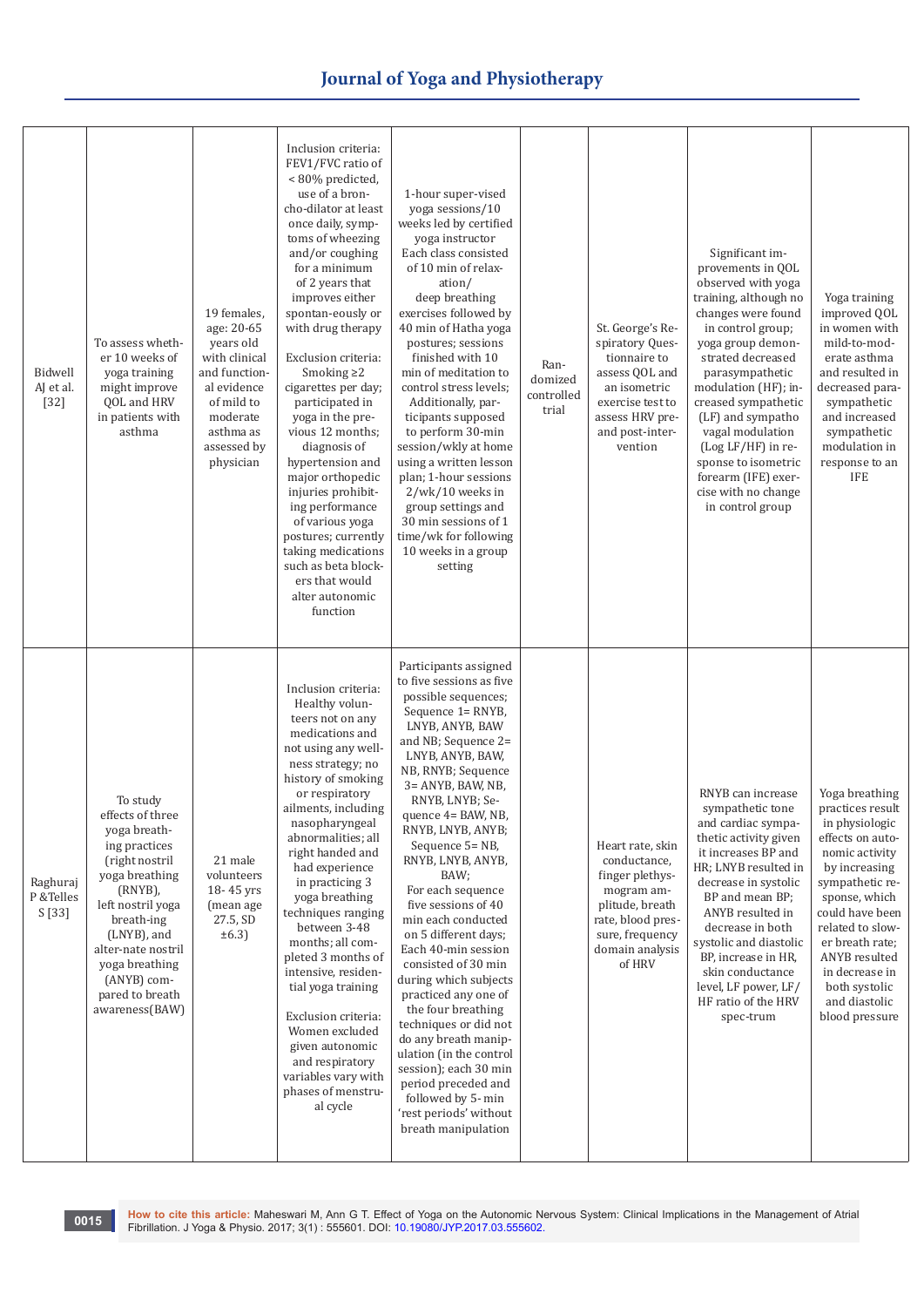| | | | | | | | | |
|---|---|---|---|---|---|---|---|---|
| Bidwell AJ et al. [32] | To assess whether 10 weeks of yoga training might improve QOL and HRV in patients with asthma | 19 females, age: 20-65 years old with clinical and functional evidence of mild to moderate asthma as assessed by physician | Inclusion criteria: FEV1/FVC ratio of < 80% predicted, use of a bronchodilator at least once daily, symptoms of wheezing and/or coughing for a minimum of 2 years that improves either spontaneously or with drug therapy<br><br>Exclusion criteria: Smoking ≥2 cigarettes per day; participated in yoga in the previous 12 months; diagnosis of hypertension and major orthopedic injuries prohibiting performance of various yoga postures; currently taking medications such as beta blockers that would alter autonomic function | 1-hour super-vised yoga sessions/10 weeks led by certified yoga instructor Each class consisted of 10 min of relaxation/ deep breathing exercises followed by 40 min of Hatha yoga postures; sessions finished with 10 min of meditation to control stress levels; Additionally, participants supposed to perform 30-min session/wkly at home using a written lesson plan; 1-hour sessions 2/wk/10 weeks in group settings and 30 min sessions of 1 time/wk for following 10 weeks in a group setting | Randomized controlled trial | St. George's Respiratory Questionnaire to assess QOL and an isometric exercise test to assess HRV pre- and post-intervention | Significant improvements in QOL observed with yoga training, although no changes were found in control group; yoga group demonstrated decreased parasympathetic modulation (HF); increased sympathetic (LF) and sympatho vagal modulation (Log LF/HF) in response to isometric forearm (IFE) exercise with no change in control group | Yoga training improved QOL in women with mild-to-moderate asthma and resulted in decreased parasympathetic and increased sympathetic modulation in response to an IFE |
| Raghuraj P & Telles S [33] | To study effects of three yoga breathing practices (right nostril yoga breathing (RNYB), left nostril yoga breathing (LNYB), and alternate nostril yoga breathing (ANYB) compared to breath awareness(BAW) | 21 male volunteers 18- 45 yrs (mean age 27.5, SD ±6.3) | Inclusion criteria: Healthy volunteers not on any medications and not using any wellness strategy; no history of smoking or respiratory ailments, including nasopharyngeal abnormalities; all right handed and had experience in practicing 3 yoga breathing techniques ranging between 3-48 months; all completed 3 months of intensive, residential yoga training<br><br>Exclusion criteria: Women excluded given autonomic and respiratory variables vary with phases of menstrual cycle | Participants assigned to five sessions as five possible sequences; Sequence 1= RNYB, LNYB, ANYB, BAW and NB; Sequence 2= LNYB, ANYB, BAW, NB, RNYB; Sequence 3= ANYB, BAW, NB, RNYB, LNYB; Sequence 4= BAW, NB, RNYB, LNYB, ANYB; Sequence 5= NB, RNYB, LNYB, ANYB, BAW;<br>For each sequence five sessions of 40 min each conducted on 5 different days; Each 40-min session consisted of 30 min during which subjects practiced any one of the four breathing techniques or did not do any breath manipulation (in the control session); each 30 min period preceded and followed by 5- min 'rest periods' without breath manipulation | | Heart rate, skin conductance, finger plethysmogram amplitude, breath rate, blood pressure, frequency domain analysis of HRV | RNYB can increase sympathetic tone and cardiac sympathetic activity given it increases BP and HR; LNYB resulted in decrease in systolic BP and mean BP; ANYB resulted in decrease in both systolic and diastolic BP, increase in HR, skin conductance level, LF power, LF/HF ratio of the HRV spectrum | Yoga breathing practices result in physiologic effects on autonomic activity by increasing sympathetic response, which could have been related to slower breath rate; ANYB resulted in decrease in both systolic and diastolic blood pressure |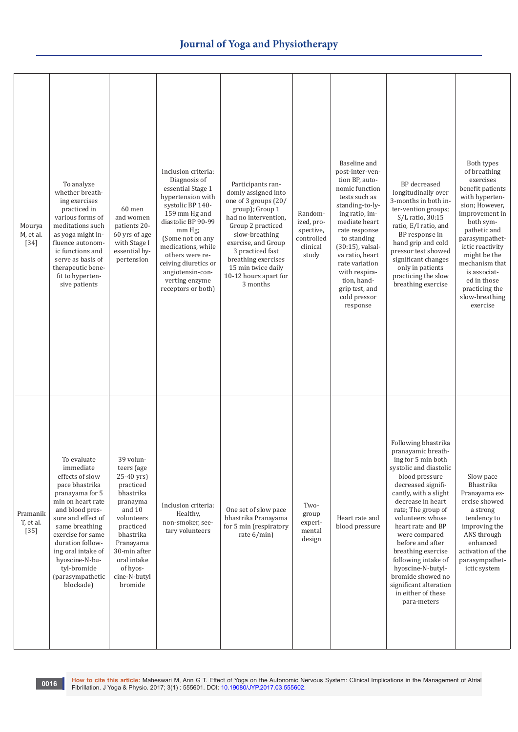| | | | | | | | | |
|---|---|---|---|---|---|---|---|---|
| Mourya M, et al. [34] | To analyze whether breathing exercises practiced in various forms of meditations such as yoga might influence autonomic functions and serve as basis of therapeutic benefit to hypertensive patients | 60 men and women patients 20-60 yrs of age with Stage I essential hypertension | Inclusion criteria: Diagnosis of essential Stage 1 hypertension with systolic BP 140-159 mm Hg and diastolic BP 90-99 mm Hg; (Some not on any medications, while others were receiving diuretics or angiotensin-converting enzyme receptors or both) | Participants randomly assigned into one of 3 groups (20/group); Group 1 had no intervention, Group 2 practiced slow-breathing exercise, and Group 3 practiced fast breathing exercises 15 min twice daily 10-12 hours apart for 3 months | Randomized, prospective, controlled clinical study | Baseline and post-inter-vention BP, autonomic function tests such as standing-to-lying ratio, immediate heart rate response to standing (30:15), valsalva ratio, heart rate variation with respiration, handgrip test, and cold pressor response | BP decreased longitudinally over 3-months in both inter-vention groups; S/L ratio, 30:15 ratio, E/I ratio, and BP response in hand grip and cold pressor test showed significant changes only in patients practicing the slow breathing exercise | Both types of breathing exercises benefit patients with hypertension; However, improvement in both sympathetic and parasympathetic reactivity might be the mechanism that is associated in those practicing the slow-breathing exercise |
| Pramanik T, et al. [35] | To evaluate immediate effects of slow pace bhastrika pranayama for 5 min on heart rate and blood pressure and effect of same breathing exercise for same duration following oral intake of hyoscine-N-butyl-bromide (parasympathetic blockade) | 39 volunteers (age 25-40 yrs) practiced bhastrika pranyama and 10 volunteers practiced bhastrika Pranayama 30-min after oral intake of hyoscine-N-butyl bromide | Inclusion criteria: Healthy, non-smoker, seetary volunteers | One set of slow pace bhastrika Pranayama for 5 min (respiratory rate 6/min) | Two-group experimental design | Heart rate and blood pressure | Following bhastrika pranayamic breathing for 5 min both systolic and diastolic blood pressure decreased significantly, with a slight decrease in heart rate; The group of volunteers whose heart rate and BP were compared before and after breathing exercise following intake of hyoscine-N-butyl-bromide showed no significant alteration in either of these para-meters | Slow pace Bhastrika Pranayama exercise showed a strong tendency to improving the ANS through enhanced activation of the parasympathetic system |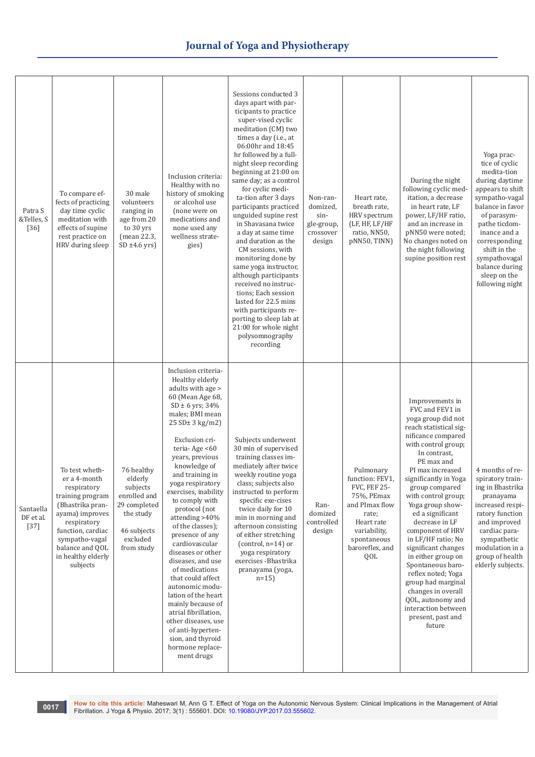| Patra S &Telles, S [36] | To compare effects of practicing day time cyclic meditation with effects of supine rest practice on HRV during sleep | 30 male volunteers ranging in age from 20 to 30 yrs (mean 22.3, SD ±4.6 yrs) | Inclusion criteria: Healthy with no history of smoking or alcohol use (none were on medications and none used any wellness strategies) | Sessions conducted 3 days apart with participants to practice super-vised cyclic meditation (CM) two times a day (i.e., at 06:00hr and 18:45 hr followed by a full-night sleep recording beginning at 21:00 on same day; as a control for cyclic medita-tion after 3 days participants practiced unguided supine rest in Shavasana twice a day at same time and duration as the CM sessions, with monitoring done by same yoga instructor, although participants received no instructions; Each session lasted for 22.5 mins with participants reporting to sleep lab at 21:00 for whole night polysomnography recording | Non-randomized, single-group, crossover design | Heart rate, breath rate, HRV spectrum (LF, HF, LF/HF ratio, NN50, pNN50, TINN) | During the night following cyclic meditation, a decrease in heart rate, LF power, LF/HF ratio, and an increase in pNN50 were noted; No changes noted on the night following supine position rest | Yoga practice of cyclic medita-tion during daytime appears to shift sympatho-vagal balance in favor of parasympathe ticdominance and a corresponding shift in the sympathovagal balance during sleep on the following night |
|---|---|---|---|---|---|---|---|---|
| Santaella DF et al. [37] | To test whether a 4-month respiratory training program (Bhastrika pranayama) improves respiratory function, cardiac sympatho-vagal balance and QOL in healthy elderly subjects | 76 healthy elderly subjects enrolled and 29 completed the study<br><br>46 subjects excluded from study | Inclusion criteria- Healthy elderly adults with age > 60 (Mean Age 68, SD ± 6 yrs; 34% males; BMI mean 25 SD± 3 kg/m2)<br><br>Exclusion criteria- Age <60 years, previous knowledge of and training in yoga respiratory exercises, inability to comply with protocol (not attending >40% of the classes); presence of any cardiovascular diseases or other diseases, and use of medications that could affect autonomic modulation of the heart mainly because of atrial fibrillation, other diseases, use of anti-hypertension, and thyroid hormone replacement drugs | Subjects underwent 30 min of supervised training classes immediately after twice weekly routine yoga class; subjects also instructed to perform specific exe-cises twice daily for 10 min in morning and afternoon consisting of either stretching (control, n=14) or yoga respiratory exercises -Bhastrika pranayama (yoga, n=15) | Randomized controlled design | Pulmonary function: FEV1, FVC, FEF 25-75%, PEmax and PImax flow rate;<br>Heart rate variability, spontaneous baroreflex, and QOL | Improvements in FVC and FEV1 in yoga group did not reach statistical significance compared with control group; In contrast, PE max and PI max increased significantly in Yoga group compared with control group; Yoga group showed a significant decrease in LF component of HRV in LF/HF ratio; No significant changes in either group on Spontaneous baroreflex noted; Yoga group had marginal changes in overall QOL, autonomy and interaction between present, past and future | 4 months of respiratory training in Bhastrika pranayama increased respiratory function and improved cardiac parasympathetic modulation in a group of health elderly subjects. |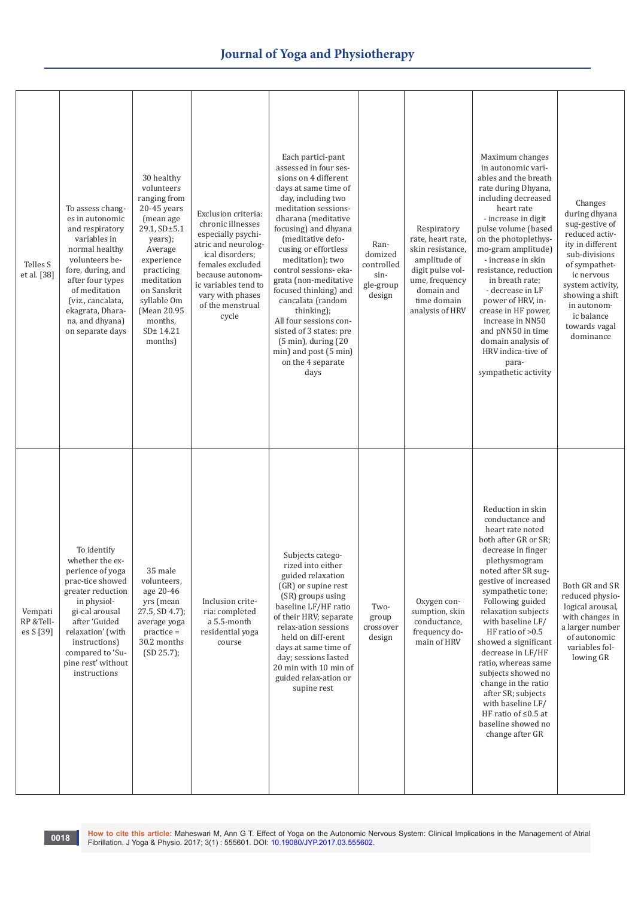| | | | | | | | | |
|---|---|---|---|---|---|---|---|---|
| Telles S et al. [38] | To assess changes in autonomic and respiratory variables in normal healthy volunteers before, during, and after four types of meditation (viz., cancalata, ekagrata, Dharana, and dhyana) on separate days | 30 healthy volunteers ranging from 20-45 years (mean age 29.1, SD±5.1 years); Average experience practicing meditation on Sanskrit syllable Om (Mean 20.95 months, SD± 14.21 months) | Exclusion criteria: chronic illnesses especially psychiatric and neurological disorders; females excluded because autonomic variables tend to vary with phases of the menstrual cycle | Each participant assessed in four sessions on 4 different days at same time of day, including two meditation sessions- dharana (meditative focusing) and dhyana (meditative defocusing or effortless meditation); two control sessions- ekagrata (non-meditative focused thinking) and cancalata (random thinking); All four sessions consisted of 3 states: pre (5 min), during (20 min) and post (5 min) on the 4 separate days | Randomized controlled single-group design | Respiratory rate, heart rate, skin resistance, amplitude of digit pulse volume, frequency domain and time domain analysis of HRV | Maximum changes in autonomic variables and the breath rate during Dhyana, including decreased heart rate - increase in digit pulse volume (based on the photoplethysmo-gram amplitude) - increase in skin resistance, reduction in breath rate; - decrease in LF power of HRV, increase in HF power, increase in NN50 and pNN50 in time domain analysis of HRV indicative of para-sympathetic activity | Changes during dhyana suggestive of reduced activity in different sub-divisions of sympathetic nervous system activity, showing a shift in autonomic balance towards vagal dominance |
| Vempati RP & Telles S [39] | To identify whether the experience of yoga practice showed greater reduction in physiological arousal after 'Guided relaxation' (with instructions) compared to 'Supine rest' without instructions | 35 male volunteers, age 20-46 yrs (mean 27.5, SD 4.7); average yoga practice = 30.2 months (SD 25.7); | Inclusion criteria: completed a 5.5-month residential yoga course | Subjects categorized into either guided relaxation (GR) or supine rest (SR) groups using baseline LF/HF ratio of their HRV; separate relaxation sessions held on different days at same time of day; sessions lasted 20 min with 10 min of guided relaxation or supine rest | Two-group crossover design | Oxygen consumption, skin conductance, frequency domain of HRV | Reduction in skin conductance and heart rate noted both after GR or SR; decrease in finger plethysmogram noted after SR suggestive of increased sympathetic tone; Following guided relaxation subjects with baseline LF/HF ratio of >0.5 showed a significant decrease in LF/HF ratio, whereas same subjects showed no change in the ratio after SR; subjects with baseline LF/HF ratio of ≤0.5 at baseline showed no change after GR | Both GR and SR reduced physiological arousal, with changes in a larger number of autonomic variables following GR |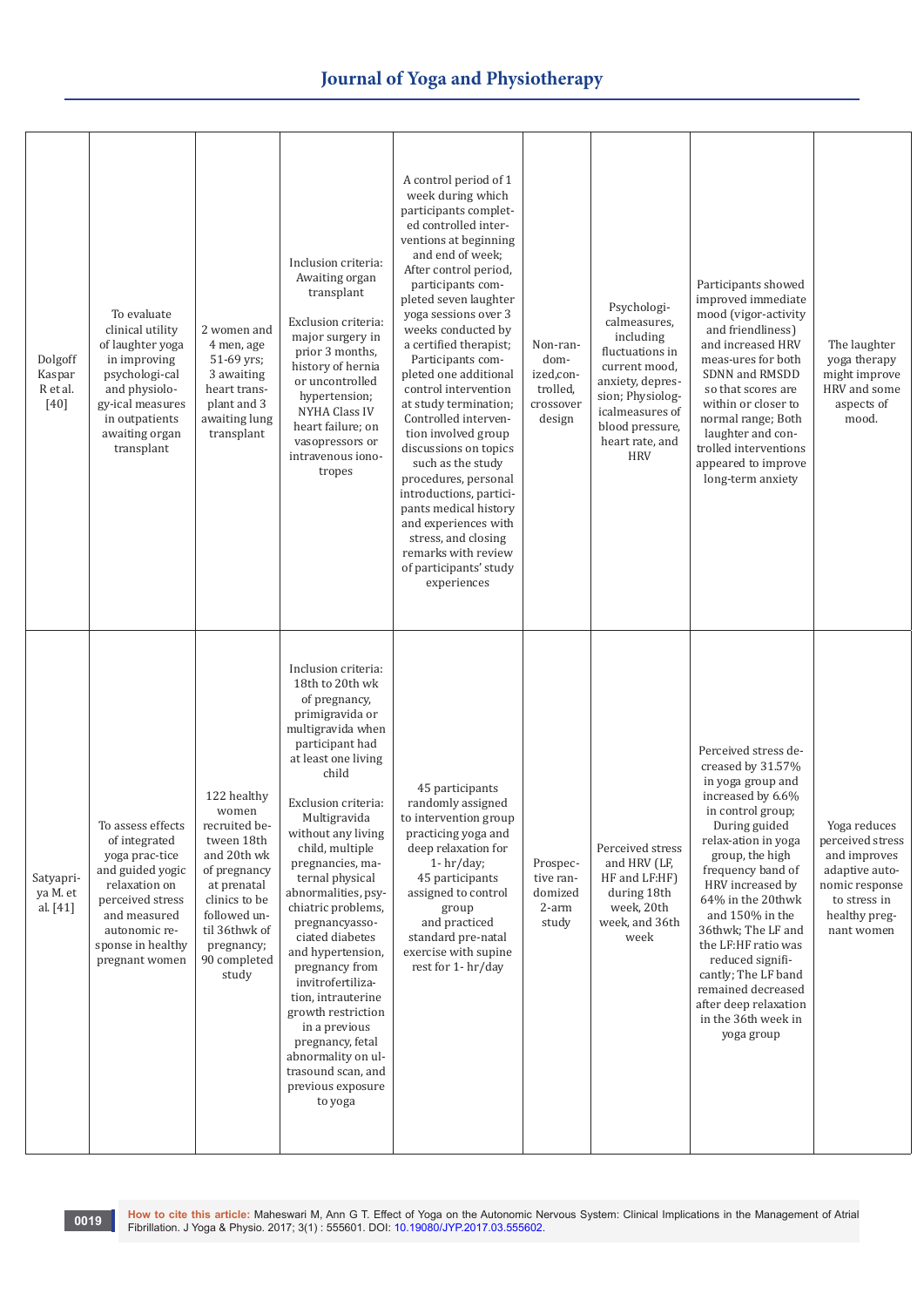| | | | | | | | | |
|---|---|---|---|---|---|---|---|---|
| Dolgoff Kaspar R et al. [40] | To evaluate clinical utility of laughter yoga in improving psychologi-cal and physiolo-gy-ical measures in outpatients awaiting organ transplant | 2 women and 4 men, age 51-69 yrs; 3 awaiting heart trans-plant and 3 awaiting lung transplant | Inclusion criteria: Awaiting organ transplant<br><br>Exclusion criteria: major surgery in prior 3 months, history of hernia or uncontrolled hypertension; NYHA Class IV heart failure; on vasopressors or intravenous iono-tropes | A control period of 1 week during which participants complet-ed controlled inter-ventions at beginning and end of week; After control period, participants com-pleted seven laughter yoga sessions over 3 weeks conducted by a certified therapist; Participants com-pleted one additional control intervention at study termination; Controlled interven-tion involved group discussions on topics such as the study procedures, personal introductions, partici-pants medical history and experiences with stress, and closing remarks with review of participants' study experiences | Non-ran-dom-ized,con-trolled, crossover design | Psychologi-calmeasures, including fluctuations in current mood, anxiety, depres-sion; Physiolog-icalmeasures of blood pressure, heart rate, and HRV | Participants showed improved immediate mood (vigor-activity and friendliness) and increased HRV meas-ures for both SDNN and RMSDD so that scores are within or closer to normal range; Both laughter and con-trolled interventions appeared to improve long-term anxiety | The laughter yoga therapy might improve HRV and some aspects of mood. |
| Satyapri-ya M. et al. [41] | To assess effects of integrated yoga prac-tice and guided yogic relaxation on perceived stress and measured autonomic re-sponse in healthy pregnant women | 122 healthy women recruited be-tween 18th and 20th wk of pregnancy at prenatal clinics to be followed un-til 36thwk of pregnancy; 90 completed study | Inclusion criteria: 18th to 20th wk of pregnancy, primigravida or multigravida when participant had at least one living child<br><br>Exclusion criteria: Multigravida without any living child, multiple pregnancies, ma-ternal physical abnormalities, psy-chiatric problems, pregnancyasso-ciated diabetes and hypertension, pregnancy from invitrofertiliza-tion, intrauterine growth restriction in a previous pregnancy, fetal abnormality on ul-trasound scan, and previous exposure to yoga | 45 participants randomly assigned to intervention group practicing yoga and deep relaxation for 1- hr/day;<br>45 participants assigned to control group and practiced standard pre-natal exercise with supine rest for 1- hr/day | Prospec-tive ran-domized 2-arm study | Perceived stress and HRV (LF, HF and LF:HF) during 18th week, 20th week, and 36th week | Perceived stress de-creased by 31.57% in yoga group and increased by 6.6% in control group; During guided relax-ation in yoga group, the high frequency band of HRV increased by 64% in the 20thwk and 150% in the 36thwk; The LF and the LF:HF ratio was reduced signifi-cantly; The LF band remained decreased after deep relaxation in the 36th week in yoga group | Yoga reduces perceived stress and improves adaptive auto-nomic response to stress in healthy preg-nant women |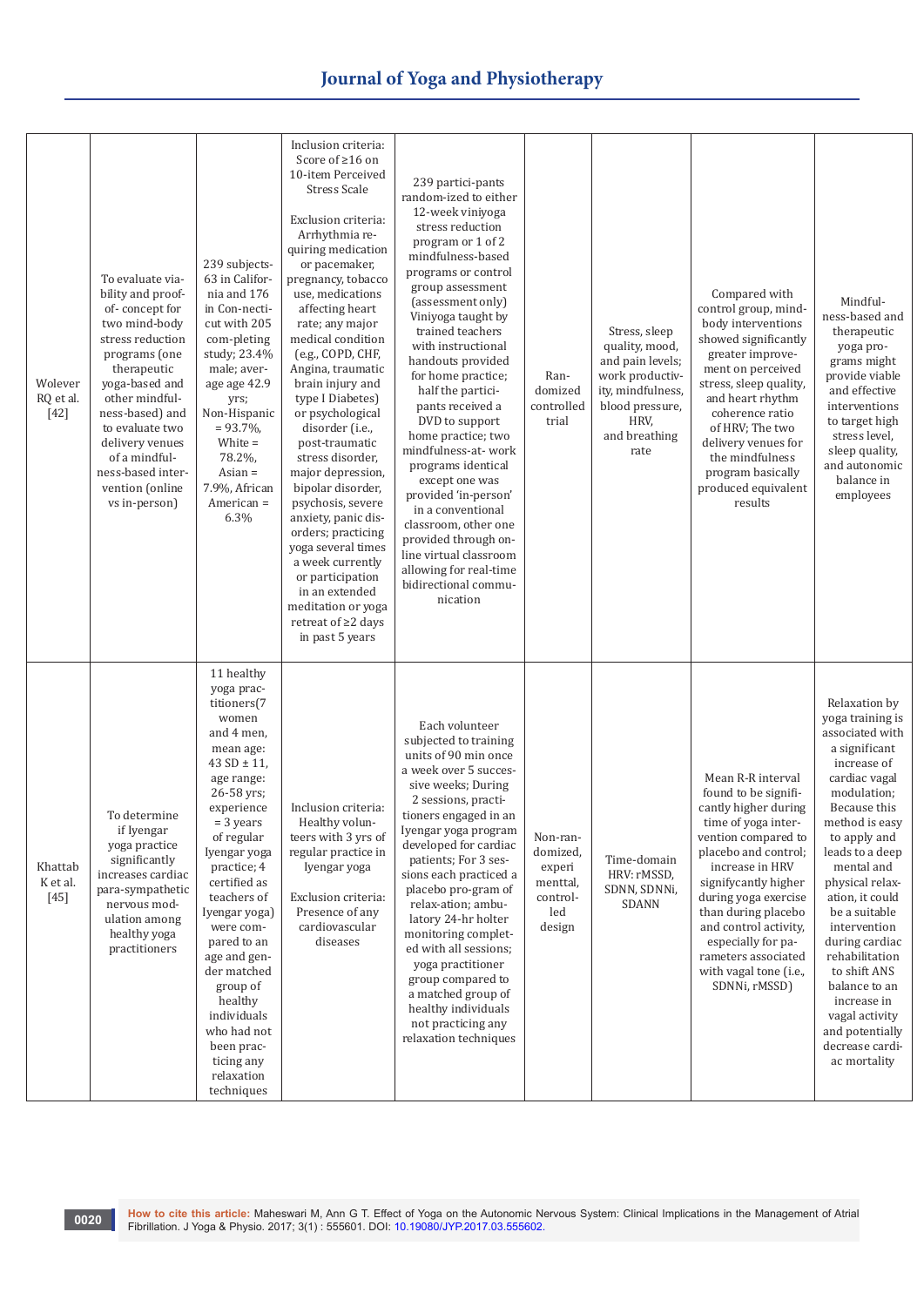| | | | | | | | | |
|---|---|---|---|---|---|---|---|---|
| Wolever RQ et al. [42] | To evaluate viability and proof-of- concept for two mind-body stress reduction programs (one therapeutic yoga-based and other mindfulness-based) and to evaluate two delivery venues of a mindfulness-based intervention (online vs in-person) | 239 subjects-63 in California and 176 in Connecticut with 205 completing study; 23.4% male; average age 42.9 yrs; Non-Hispanic = 93.7%, White = 78.2%, Asian = 7.9%, African American = 6.3% | Inclusion criteria: Score of ≥16 on 10-item Perceived Stress Scale<br><br>Exclusion criteria: Arrhythmia requiring medication or pacemaker, pregnancy, tobacco use, medications affecting heart rate; any major medical condition (e.g., COPD, CHF, Angina, traumatic brain injury and type I Diabetes) or psychological disorder (i.e., post-traumatic stress disorder, major depression, bipolar disorder, psychosis, severe anxiety, panic disorders; practicing yoga several times a week currently or participation in an extended meditation or yoga retreat of ≥2 days in past 5 years | 239 participants randomized to either 12-week viniyoga stress reduction program or 1 of 2 mindfulness-based programs or control group assessment (assessment only) Viniyoga taught by trained teachers with instructional handouts provided for home practice; half the participants received a DVD to support home practice; two mindfulness-at- work programs identical except one was provided 'in-person' in a conventional classroom, other one provided through online virtual classroom allowing for real-time bidirectional communication | Randomized controlled trial | Stress, sleep quality, mood, and pain levels; work productivity, mindfulness, blood pressure, HRV, and breathing rate | Compared with control group, mind-body interventions showed significantly greater improvement on perceived stress, sleep quality, and heart rhythm coherence ratio of HRV; The two delivery venues for the mindfulness program basically produced equivalent results | Mindfulness-based and therapeutic yoga programs might provide viable and effective interventions to target high stress level, sleep quality, and autonomic balance in employees |
| Khattab K et al. [45] | To determine if Iyengar yoga practice significantly increases cardiac para-sympathetic nervous modulation among healthy yoga practitioners | 11 healthy yoga practitioners(7 women and 4 men, mean age: 43 SD ± 11, age range: 26-58 yrs; experience = 3 years of regular Iyengar yoga practice; 4 certified as teachers of Iyengar yoga) were compared to an age and gender matched group of healthy individuals who had not been practicing any relaxation techniques | Inclusion criteria: Healthy volunteers with 3 yrs of regular practice in Iyengar yoga<br><br>Exclusion criteria: Presence of any cardiovascular diseases | Each volunteer subjected to training units of 90 min once a week over 5 successive weeks; During 2 sessions, practitioners engaged in an Iyengar yoga program developed for cardiac patients; For 3 sessions each practiced a placebo program of relaxation; ambulatory 24-hr holter monitoring completed with all sessions; yoga practitioner group compared to a matched group of healthy individuals not practicing any relaxation techniques | Non-randomized, experimenttal, controlled design | Time-domain HRV: rMSSD, SDNN, SDNNi, SDANN | Mean R-R interval found to be significantly higher during time of yoga intervention compared to placebo and control; increase in HRV signifycantly higher during yoga exercise than during placebo and control activity, especially for parameters associated with vagal tone (i.e., SDNNi, rMSSD) | Relaxation by yoga training is associated with a significant increase of cardiac vagal modulation; Because this method is easy to apply and leads to a deep mental and physical relaxation, it could be a suitable intervention during cardiac rehabilitation to shift ANS balance to an increase in vagal activity and potentially decrease cardiac mortality |

**How to cite this article:** Maheswari M, Ann G T. Effect of Yoga on the Autonomic Nervous System: Clinical Implications in the Management of Atrial Fibrillation. J Yoga & Physio. 2017; 3(1) : 555601. DOI: 10.19080/JYP.2017.03.555602.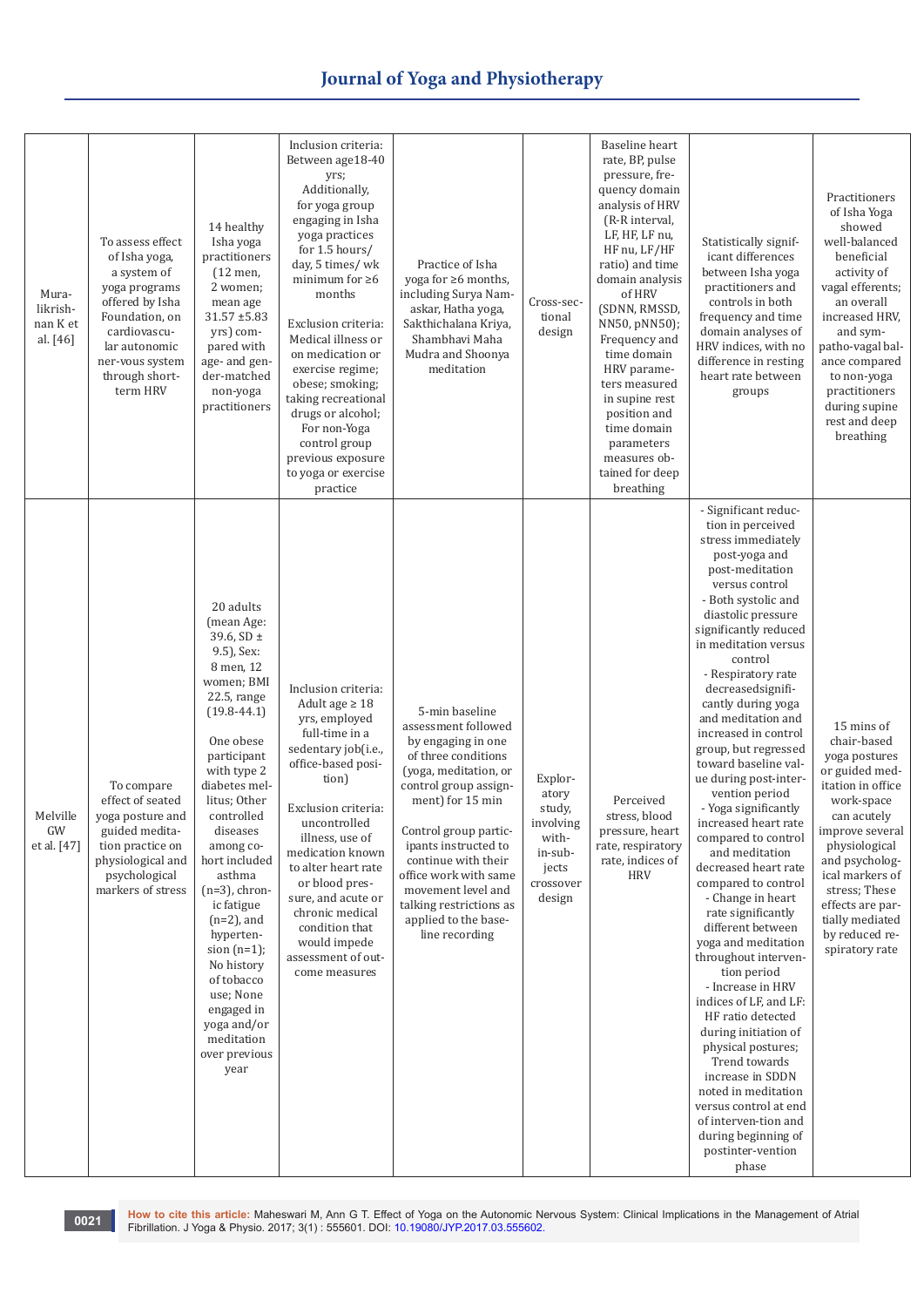| | | | | | | | | |
|---|---|---|---|---|---|---|---|---|
| Muralikrishnan K et al. [46] | To assess effect of Isha yoga, a system of yoga programs offered by Isha Foundation, on cardiovascular autonomic ner-vous system through short-term HRV | 14 healthy Isha yoga practitioners (12 men, 2 women; mean age 31.57 ±5.83 yrs) compared with age- and gender-matched non-yoga practitioners | Inclusion criteria: Between age18-40 yrs; Additionally, for yoga group engaging in Isha yoga practices for 1.5 hours/ day, 5 times/ wk minimum for ≥6 months<br><br>Exclusion criteria: Medical illness or on medication or exercise regime; obese; smoking; taking recreational drugs or alcohol; For non-Yoga control group previous exposure to yoga or exercise practice | Practice of Isha yoga for ≥6 months, including Surya Namaskar, Hatha yoga, Sakthichalana Kriya, Shambhavi Maha Mudra and Shoonya meditation | Cross-sectional design | Baseline heart rate, BP, pulse pressure, frequency domain analysis of HRV (R-R interval, LF, HF, LF nu, HF nu, LF/HF ratio) and time domain analysis of HRV (SDNN, RMSSD, NN50, pNN50); Frequency and time domain HRV parameters measured in supine rest position and time domain parameters measures obtained for deep breathing | Statistically significant differences between Isha yoga practitioners and controls in both frequency and time domain analyses of HRV indices, with no difference in resting heart rate between groups | Practitioners of Isha Yoga showed well-balanced beneficial activity of vagal efferents; an overall increased HRV, and sympatho-vagal balance compared to non-yoga practitioners during supine rest and deep breathing |
| Melville GW et al. [47] | To compare effect of seated yoga posture and guided meditation practice on physiological and psychological markers of stress | 20 adults (mean Age: 39.6, SD ± 9.5), Sex: 8 men, 12 women; BMI 22.5, range (19.8-44.1)<br><br>One obese participant with type 2 diabetes mellitus; Other controlled diseases among cohort included asthma (n=3), chronic fatigue (n=2), and hypertension (n=1); No history of tobacco use; None engaged in yoga and/or meditation over previous year | Inclusion criteria: Adult age ≥ 18 yrs, employed full-time in a sedentary job(i.e., office-based position)<br><br>Exclusion criteria: uncontrolled illness, use of medication known to alter heart rate or blood pressure, and acute or chronic medical condition that would impede assessment of outcome measures | 5-min baseline assessment followed by engaging in one of three conditions (yoga, meditation, or control group assignment) for 15 min<br><br>Control group participants instructed to continue with their office work with same movement level and talking restrictions as applied to the baseline recording | Exploratory study, involving within-subjects crossover design | Perceived stress, blood pressure, heart rate, respiratory rate, indices of HRV | - Significant reduction in perceived stress immediately post-yoga and post-meditation versus control<br>- Both systolic and diastolic pressure significantly reduced in meditation versus control<br>- Respiratory rate decreasedsignificantly during yoga and meditation and increased in control group, but regressed toward baseline value during post-intervention period<br>- Yoga significantly increased heart rate compared to control and meditation decreased heart rate compared to control<br>- Change in heart rate significantly different between yoga and meditation throughout intervention period<br>- Increase in HRV indices of LF, and LF: HF ratio detected during initiation of physical postures; Trend towards increase in SDDN noted in meditation versus control at end of interven-tion and during beginning of postinter-vention phase | 15 mins of chair-based yoga postures or guided meditation in office work-space can acutely improve several physiological and psychological markers of stress; These effects are partially mediated by reduced respiratory rate |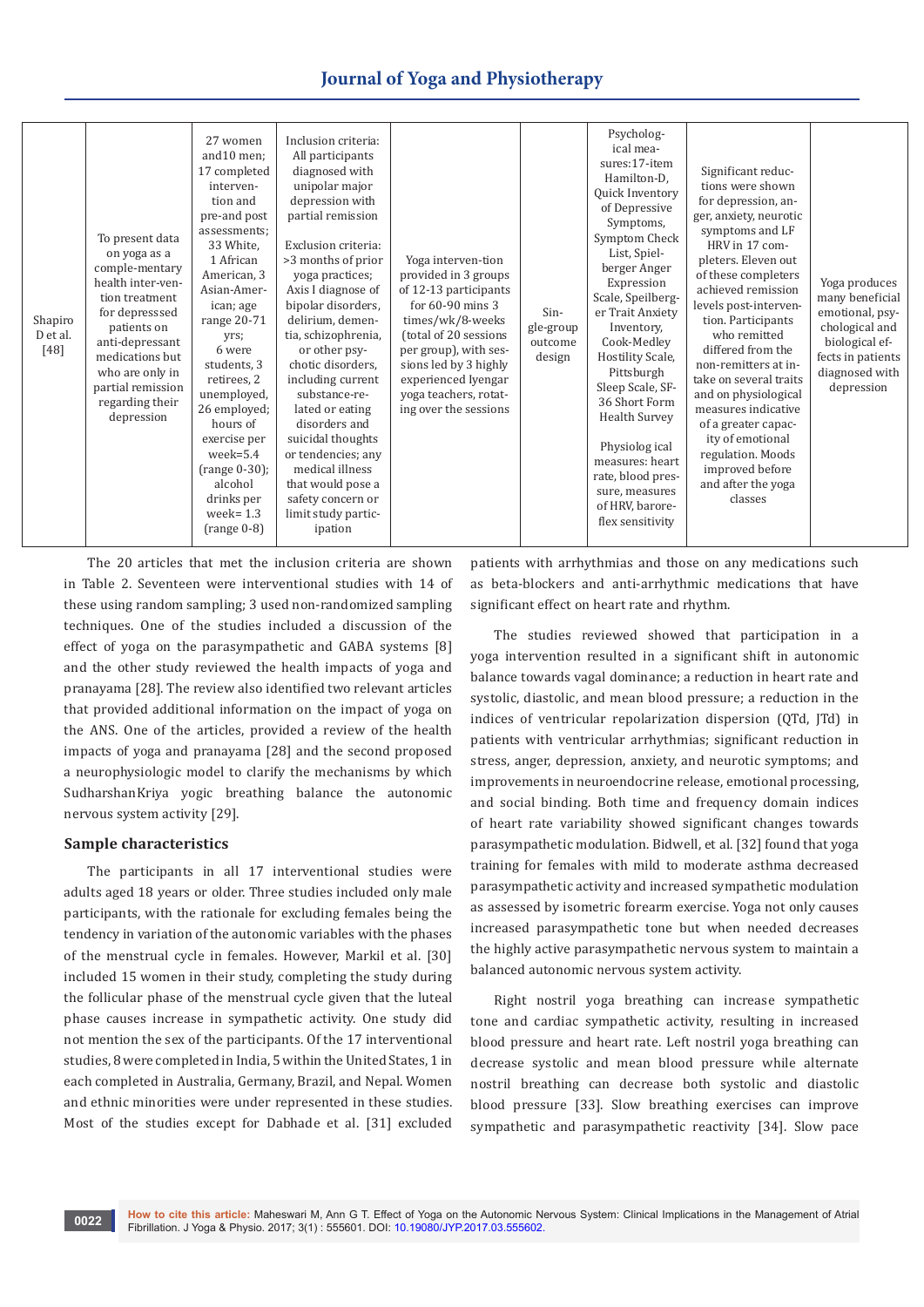| Shapiro D et al. [48] | To present data on yoga as a comple-mentary health inter-ven-tion treatment for depresssed patients on anti-depressant medications but who are only in partial remission regarding their depression | 27 women and10 men; 17 completed interven-tion and pre-and post assessments; 33 White, 1 African American, 3 Asian-Amer-ican; age range 20-71 yrs; 6 were students, 3 retirees, 2 unemployed, 26 employed; hours of exercise per week=5.4 (range 0-30); alcohol drinks per week= 1.3 (range 0-8) | Inclusion criteria: All participants diagnosed with unipolar major depression with partial remission<br><br>Exclusion criteria: >3 months of prior yoga practices; Axis I diagnose of bipolar disorders, delirium, demen-tia, schizophrenia, or other psy-chotic disorders, including current substance-re-lated or eating disorders and suicidal thoughts or tendencies; any medical illness that would pose a safety concern or limit study partic-ipation | Yoga interven-tion provided in 3 groups of 12-13 participants for 60-90 mins 3 times/wk/8-weeks (total of 20 sessions per group), with ses-sions led by 3 highly experienced Iyengar yoga teachers, rotat-ing over the sessions | Sin-gle-group outcome design | Psycholog-ical mea-sures:17-item Hamilton-D, Quick Inventory of Depressive Symptoms, Symptom Check List, Spiel-berger Anger Expression Scale, Speilberg-er Trait Anxiety Inventory, Cook-Medley Hostility Scale, Pittsburgh Sleep Scale, SF-36 Short Form Health Survey<br><br>Physiolog ical measures: heart rate, blood pres-sure, measures of HRV, barore-flex sensitivity | Significant reduc-tions were shown for depression, an-ger, anxiety, neurotic symptoms and LF HRV in 17 com-pleters. Eleven out of these completers achieved remission levels post-interven-tion. Participants who remitted differed from the non-remitters at in-take on several traits and on physiological measures indicative of a greater capac-ity of emotional regulation. Moods improved before and after the yoga classes | Yoga produces many beneficial emotional, psy-chological and biological ef-fects in patients diagnosed with depression |
|---|---|---|---|---|---|---|---|---|

The 20 articles that met the inclusion criteria are shown in Table 2. Seventeen were interventional studies with 14 of these using random sampling; 3 used non-randomized sampling techniques. One of the studies included a discussion of the effect of yoga on the parasympathetic and GABA systems [8] and the other study reviewed the health impacts of yoga and pranayama [28]. The review also identified two relevant articles that provided additional information on the impact of yoga on the ANS. One of the articles, provided a review of the health impacts of yoga and pranayama [28] and the second proposed a neurophysiologic model to clarify the mechanisms by which SudharshanKriya yogic breathing balance the autonomic nervous system activity [29].

## Sample characteristics

The participants in all 17 interventional studies were adults aged 18 years or older. Three studies included only male participants, with the rationale for excluding females being the tendency in variation of the autonomic variables with the phases of the menstrual cycle in females. However, Markil et al. [30] included 15 women in their study, completing the study during the follicular phase of the menstrual cycle given that the luteal phase causes increase in sympathetic activity. One study did not mention the sex of the participants. Of the 17 interventional studies, 8 were completed in India, 5 within the United States, 1 in each completed in Australia, Germany, Brazil, and Nepal. Women and ethnic minorities were under represented in these studies. Most of the studies except for Dabhade et al. [31] excluded patients with arrhythmias and those on any medications such as beta-blockers and anti-arrhythmic medications that have significant effect on heart rate and rhythm.

The studies reviewed showed that participation in a yoga intervention resulted in a significant shift in autonomic balance towards vagal dominance; a reduction in heart rate and systolic, diastolic, and mean blood pressure; a reduction in the indices of ventricular repolarization dispersion (QTd, JTd) in patients with ventricular arrhythmias; significant reduction in stress, anger, depression, anxiety, and neurotic symptoms; and improvements in neuroendocrine release, emotional processing, and social binding. Both time and frequency domain indices of heart rate variability showed significant changes towards parasympathetic modulation. Bidwell, et al. [32] found that yoga training for females with mild to moderate asthma decreased parasympathetic activity and increased sympathetic modulation as assessed by isometric forearm exercise. Yoga not only causes increased parasympathetic tone but when needed decreases the highly active parasympathetic nervous system to maintain a balanced autonomic nervous system activity.

Right nostril yoga breathing can increase sympathetic tone and cardiac sympathetic activity, resulting in increased blood pressure and heart rate. Left nostril yoga breathing can decrease systolic and mean blood pressure while alternate nostril breathing can decrease both systolic and diastolic blood pressure [33]. Slow breathing exercises can improve sympathetic and parasympathetic reactivity [34]. Slow pace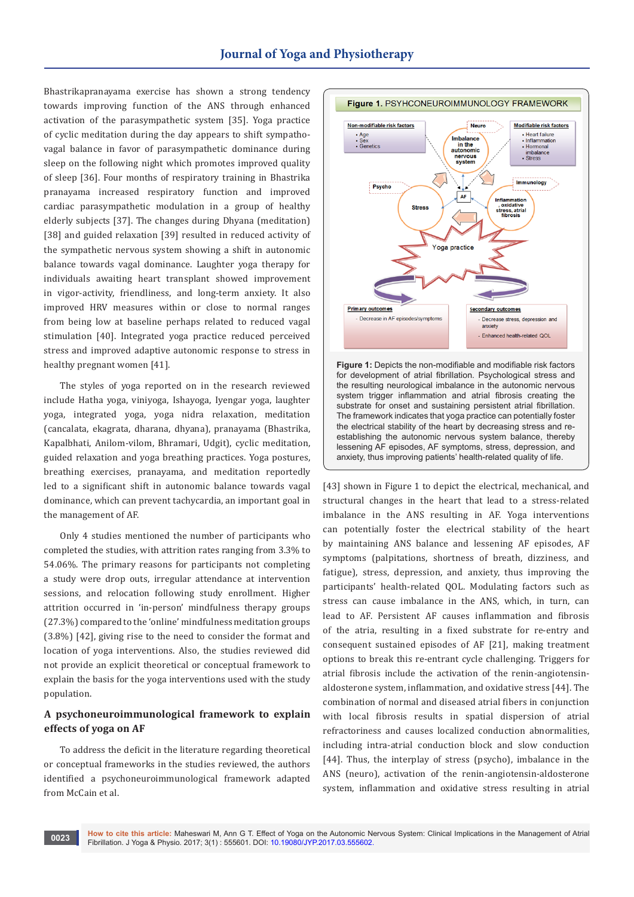Bhastrikapranayama exercise has shown a strong tendency towards improving function of the ANS through enhanced activation of the parasympathetic system [35]. Yoga practice of cyclic meditation during the day appears to shift sympatho-vagal balance in favor of parasympathetic dominance during sleep on the following night which promotes improved quality of sleep [36]. Four months of respiratory training in Bhastrika pranayama increased respiratory function and improved cardiac parasympathetic modulation in a group of healthy elderly subjects [37]. The changes during Dhyana (meditation) [38] and guided relaxation [39] resulted in reduced activity of the sympathetic nervous system showing a shift in autonomic balance towards vagal dominance. Laughter yoga therapy for individuals awaiting heart transplant showed improvement in vigor-activity, friendliness, and long-term anxiety. It also improved HRV measures within or close to normal ranges from being low at baseline perhaps related to reduced vagal stimulation [40]. Integrated yoga practice reduced perceived stress and improved adaptive autonomic response to stress in healthy pregnant women [41].

The styles of yoga reported on in the research reviewed include Hatha yoga, viniyoga, Ishayoga, Iyengar yoga, laughter yoga, integrated yoga, yoga nidra relaxation, meditation (cancalata, ekagrata, dharana, dhyana), pranayama (Bhastrika, Kapalbhati, Anilom-vilom, Bhramari, Udgit), cyclic meditation, guided relaxation and yoga breathing practices. Yoga postures, breathing exercises, pranayama, and meditation reportedly led to a significant shift in autonomic balance towards vagal dominance, which can prevent tachycardia, an important goal in the management of AF.

Only 4 studies mentioned the number of participants who completed the studies, with attrition rates ranging from 3.3% to 54.06%. The primary reasons for participants not completing a study were drop outs, irregular attendance at intervention sessions, and relocation following study enrollment. Higher attrition occurred in 'in-person' mindfulness therapy groups (27.3%) compared to the 'online' mindfulness meditation groups (3.8%) [42], giving rise to the need to consider the format and location of yoga interventions. Also, the studies reviewed did not provide an explicit theoretical or conceptual framework to explain the basis for the yoga interventions used with the study population.

## A psychoneuroimmunological framework to explain effects of yoga on AF

To address the deficit in the literature regarding theoretical or conceptual frameworks in the studies reviewed, the authors identified a psychoneuroimmunological framework adapted from McCain et al.

**Figure 1.** PSYHCONEUROIMMUNOLOGY FRAMEWORK

**Figure 1:** Depicts the non-modifiable and modifiable risk factors for development of atrial fibrillation. Psychological stress and the resulting neurological imbalance in the autonomic nervous system trigger inflammation and atrial fibrosis creating the substrate for onset and sustaining persistent atrial fibrillation. The framework indicates that yoga practice can potentially foster the electrical stability of the heart by decreasing stress and re-establishing the autonomic nervous system balance, thereby lessening AF episodes, AF symptoms, stress, depression, and anxiety, thus improving patients' health-related quality of life.

[43] shown in Figure 1 to depict the electrical, mechanical, and structural changes in the heart that lead to a stress-related imbalance in the ANS resulting in AF. Yoga interventions can potentially foster the electrical stability of the heart by maintaining ANS balance and lessening AF episodes, AF symptoms (palpitations, shortness of breath, dizziness, and fatigue), stress, depression, and anxiety, thus improving the participants' health-related QOL. Modulating factors such as stress can cause imbalance in the ANS, which, in turn, can lead to AF. Persistent AF causes inflammation and fibrosis of the atria, resulting in a fixed substrate for re-entry and consequent sustained episodes of AF [21], making treatment options to break this re-entrant cycle challenging. Triggers for atrial fibrosis include the activation of the renin-angiotensin-aldosterone system, inflammation, and oxidative stress [44]. The combination of normal and diseased atrial fibers in conjunction with local fibrosis results in spatial dispersion of atrial refractoriness and causes localized conduction abnormalities, including intra-atrial conduction block and slow conduction [44]. Thus, the interplay of stress (psycho), imbalance in the ANS (neuro), activation of the renin-angiotensin-aldosterone system, inflammation and oxidative stress resulting in atrial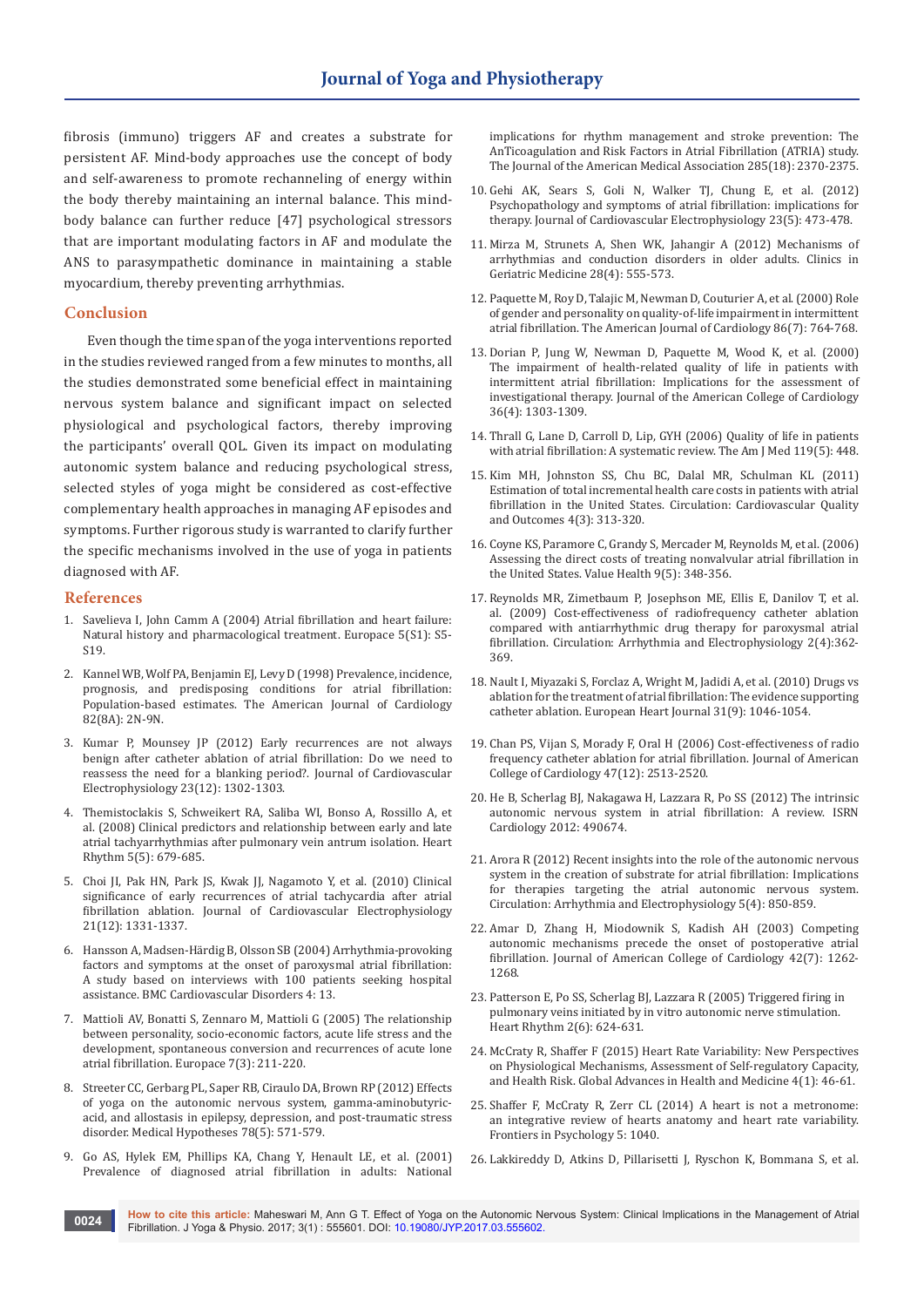fibrosis (immuno) triggers AF and creates a substrate for persistent AF. Mind-body approaches use the concept of body and self-awareness to promote rechanneling of energy within the body thereby maintaining an internal balance. This mind-body balance can further reduce [47] psychological stressors that are important modulating factors in AF and modulate the ANS to parasympathetic dominance in maintaining a stable myocardium, thereby preventing arrhythmias.

## Conclusion

Even though the time span of the yoga interventions reported in the studies reviewed ranged from a few minutes to months, all the studies demonstrated some beneficial effect in maintaining nervous system balance and significant impact on selected physiological and psychological factors, thereby improving the participants' overall QOL. Given its impact on modulating autonomic system balance and reducing psychological stress, selected styles of yoga might be considered as cost-effective complementary health approaches in managing AF episodes and symptoms. Further rigorous study is warranted to clarify further the specific mechanisms involved in the use of yoga in patients diagnosed with AF.

## References

1. Savelieva I, John Camm A (2004) Atrial fibrillation and heart failure: Natural history and pharmacological treatment. Europace 5(S1): S5-S19.
2. Kannel WB, Wolf PA, Benjamin EJ, Levy D (1998) Prevalence, incidence, prognosis, and predisposing conditions for atrial fibrillation: Population-based estimates. The American Journal of Cardiology 82(8A): 2N-9N.
3. Kumar P, Mounsey JP (2012) Early recurrences are not always benign after catheter ablation of atrial fibrillation: Do we need to reassess the need for a blanking period?. Journal of Cardiovascular Electrophysiology 23(12): 1302-1303.
4. Themistoclakis S, Schweikert RA, Saliba WI, Bonso A, Rossillo A, et al. (2008) Clinical predictors and relationship between early and late atrial tachyarrhythmias after pulmonary vein antrum isolation. Heart Rhythm 5(5): 679-685.
5. Choi JI, Pak HN, Park JS, Kwak JJ, Nagamoto Y, et al. (2010) Clinical significance of early recurrences of atrial tachycardia after atrial fibrillation ablation. Journal of Cardiovascular Electrophysiology 21(12): 1331-1337.
6. Hansson A, Madsen-Härdig B, Olsson SB (2004) Arrhythmia-provoking factors and symptoms at the onset of paroxysmal atrial fibrillation: A study based on interviews with 100 patients seeking hospital assistance. BMC Cardiovascular Disorders 4: 13.
7. Mattioli AV, Bonatti S, Zennaro M, Mattioli G (2005) The relationship between personality, socio-economic factors, acute life stress and the development, spontaneous conversion and recurrences of acute lone atrial fibrillation. Europace 7(3): 211-220.
8. Streeter CC, Gerbarg PL, Saper RB, Ciraulo DA, Brown RP (2012) Effects of yoga on the autonomic nervous system, gamma-aminobutyric-acid, and allostasis in epilepsy, depression, and post-traumatic stress disorder. Medical Hypotheses 78(5): 571-579.
9. Go AS, Hylek EM, Phillips KA, Chang Y, Henault LE, et al. (2001) Prevalence of diagnosed atrial fibrillation in adults: National implications for rhythm management and stroke prevention: The AnTicoagulation and Risk Factors in Atrial Fibrillation (ATRIA) study. The Journal of the American Medical Association 285(18): 2370-2375.
10. Gehi AK, Sears S, Goli N, Walker TJ, Chung E, et al. (2012) Psychopathology and symptoms of atrial fibrillation: implications for therapy. Journal of Cardiovascular Electrophysiology 23(5): 473-478.
11. Mirza M, Strunets A, Shen WK, Jahangir A (2012) Mechanisms of arrhythmias and conduction disorders in older adults. Clinics in Geriatric Medicine 28(4): 555-573.
12. Paquette M, Roy D, Talajic M, Newman D, Couturier A, et al. (2000) Role of gender and personality on quality-of-life impairment in intermittent atrial fibrillation. The American Journal of Cardiology 86(7): 764-768.
13. Dorian P, Jung W, Newman D, Paquette M, Wood K, et al. (2000) The impairment of health-related quality of life in patients with intermittent atrial fibrillation: Implications for the assessment of investigational therapy. Journal of the American College of Cardiology 36(4): 1303-1309.
14. Thrall G, Lane D, Carroll D, Lip, GYH (2006) Quality of life in patients with atrial fibrillation: A systematic review. The Am J Med 119(5): 448.
15. Kim MH, Johnston SS, Chu BC, Dalal MR, Schulman KL (2011) Estimation of total incremental health care costs in patients with atrial fibrillation in the United States. Circulation: Cardiovascular Quality and Outcomes 4(3): 313-320.
16. Coyne KS, Paramore C, Grandy S, Mercader M, Reynolds M, et al. (2006) Assessing the direct costs of treating nonvalvular atrial fibrillation in the United States. Value Health 9(5): 348-356.
17. Reynolds MR, Zimetbaum P, Josephson ME, Ellis E, Danilov T, et al. al. (2009) Cost-effectiveness of radiofrequency catheter ablation compared with antiarrhythmic drug therapy for paroxysmal atrial fibrillation. Circulation: Arrhythmia and Electrophysiology 2(4):362-369.
18. Nault I, Miyazaki S, Forclaz A, Wright M, Jadidi A, et al. (2010) Drugs vs ablation for the treatment of atrial fibrillation: The evidence supporting catheter ablation. European Heart Journal 31(9): 1046-1054.
19. Chan PS, Vijan S, Morady F, Oral H (2006) Cost-effectiveness of radio frequency catheter ablation for atrial fibrillation. Journal of American College of Cardiology 47(12): 2513-2520.
20. He B, Scherlag BJ, Nakagawa H, Lazzara R, Po SS (2012) The intrinsic autonomic nervous system in atrial fibrillation: A review. ISRN Cardiology 2012: 490674.
21. Arora R (2012) Recent insights into the role of the autonomic nervous system in the creation of substrate for atrial fibrillation: Implications for therapies targeting the atrial autonomic nervous system. Circulation: Arrhythmia and Electrophysiology 5(4): 850-859.
22. Amar D, Zhang H, Miodownik S, Kadish AH (2003) Competing autonomic mechanisms precede the onset of postoperative atrial fibrillation. Journal of American College of Cardiology 42(7): 1262-1268.
23. Patterson E, Po SS, Scherlag BJ, Lazzara R (2005) Triggered firing in pulmonary veins initiated by in vitro autonomic nerve stimulation. Heart Rhythm 2(6): 624-631.
24. McCraty R, Shaffer F (2015) Heart Rate Variability: New Perspectives on Physiological Mechanisms, Assessment of Self-regulatory Capacity, and Health Risk. Global Advances in Health and Medicine 4(1): 46-61.
25. Shaffer F, McCraty R, Zerr CL (2014) A heart is not a metronome: an integrative review of hearts anatomy and heart rate variability. Frontiers in Psychology 5: 1040.
26. Lakkireddy D, Atkins D, Pillarisetti J, Ryschon K, Bommana S, et al.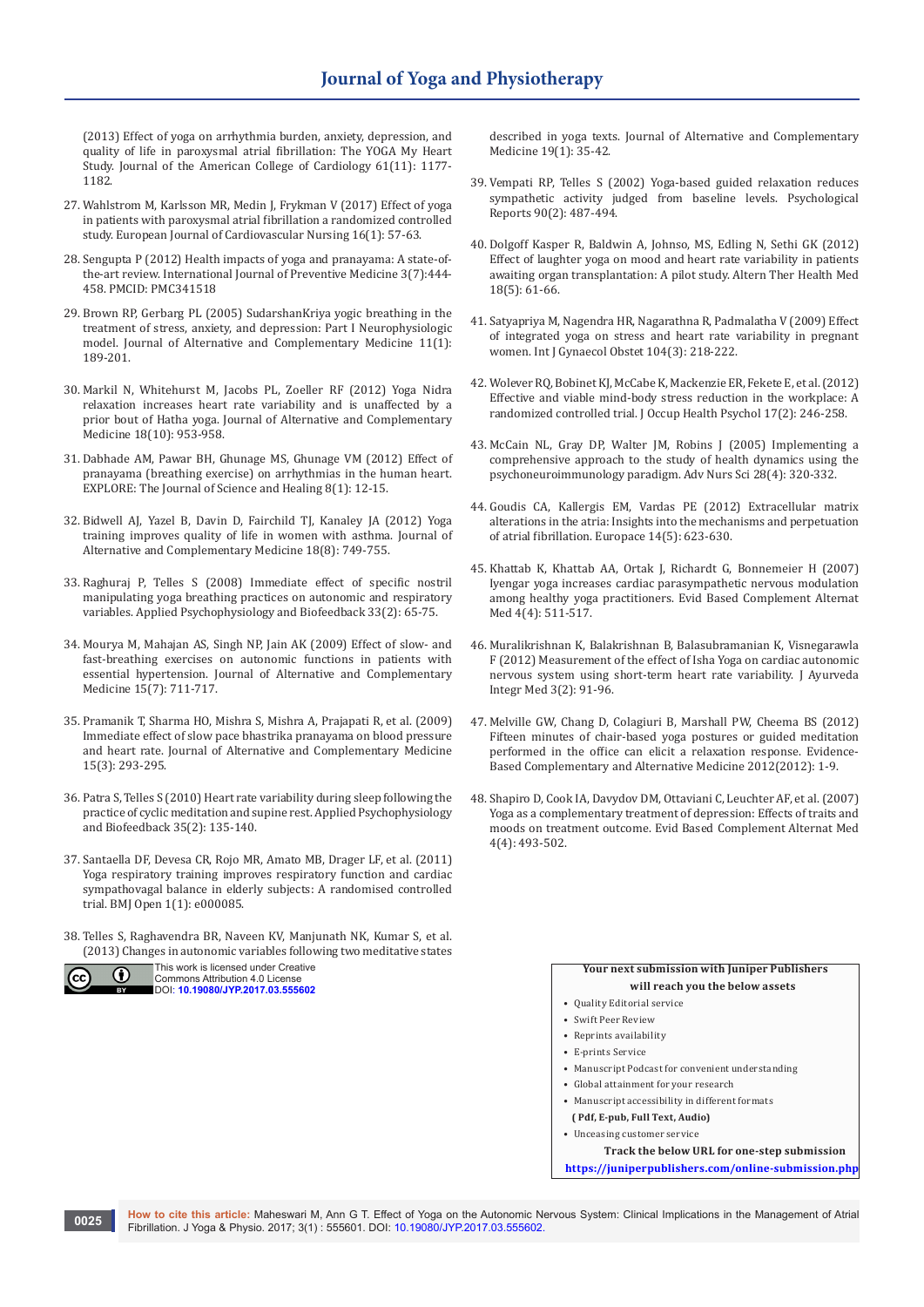(2013) Effect of yoga on arrhythmia burden, anxiety, depression, and quality of life in paroxysmal atrial fibrillation: The YOGA My Heart Study. Journal of the American College of Cardiology 61(11): 1177-1182.

27. Wahlstrom M, Karlsson MR, Medin J, Frykman V (2017) Effect of yoga in patients with paroxysmal atrial fibrillation a randomized controlled study. European Journal of Cardiovascular Nursing 16(1): 57-63.

28. Sengupta P (2012) Health impacts of yoga and pranayama: A state-of-the-art review. International Journal of Preventive Medicine 3(7):444-458. PMCID: PMC341518

29. Brown RP, Gerbarg PL (2005) SudarshanKriya yogic breathing in the treatment of stress, anxiety, and depression: Part I Neurophysiologic model. Journal of Alternative and Complementary Medicine 11(1): 189-201.

30. Markil N, Whitehurst M, Jacobs PL, Zoeller RF (2012) Yoga Nidra relaxation increases heart rate variability and is unaffected by a prior bout of Hatha yoga. Journal of Alternative and Complementary Medicine 18(10): 953-958.

31. Dabhade AM, Pawar BH, Ghunage MS, Ghunage VM (2012) Effect of pranayama (breathing exercise) on arrhythmias in the human heart. EXPLORE: The Journal of Science and Healing 8(1): 12-15.

32. Bidwell AJ, Yazel B, Davin D, Fairchild TJ, Kanaley JA (2012) Yoga training improves quality of life in women with asthma. Journal of Alternative and Complementary Medicine 18(8): 749-755.

33. Raghuraj P, Telles S (2008) Immediate effect of specific nostril manipulating yoga breathing practices on autonomic and respiratory variables. Applied Psychophysiology and Biofeedback 33(2): 65-75.

34. Mourya M, Mahajan AS, Singh NP, Jain AK (2009) Effect of slow- and fast-breathing exercises on autonomic functions in patients with essential hypertension. Journal of Alternative and Complementary Medicine 15(7): 711-717.

35. Pramanik T, Sharma HO, Mishra S, Mishra A, Prajapati R, et al. (2009) Immediate effect of slow pace bhastrika pranayama on blood pressure and heart rate. Journal of Alternative and Complementary Medicine 15(3): 293-295.

36. Patra S, Telles S (2010) Heart rate variability during sleep following the practice of cyclic meditation and supine rest. Applied Psychophysiology and Biofeedback 35(2): 135-140.

37. Santaella DF, Devesa CR, Rojo MR, Amato MB, Drager LF, et al. (2011) Yoga respiratory training improves respiratory function and cardiac sympathovagal balance in elderly subjects: A randomised controlled trial. BMJ Open 1(1): e000085.

38. Telles S, Raghavendra BR, Naveen KV, Manjunath NK, Kumar S, et al. (2013) Changes in autonomic variables following two meditative states described in yoga texts. Journal of Alternative and Complementary Medicine 19(1): 35-42.

39. Vempati RP, Telles S (2002) Yoga-based guided relaxation reduces sympathetic activity judged from baseline levels. Psychological Reports 90(2): 487-494.

40. Dolgoff Kasper R, Baldwin A, Johnso, MS, Edling N, Sethi GK (2012) Effect of laughter yoga on mood and heart rate variability in patients awaiting organ transplantation: A pilot study. Altern Ther Health Med 18(5): 61-66.

41. Satyapriya M, Nagendra HR, Nagarathna R, Padmalatha V (2009) Effect of integrated yoga on stress and heart rate variability in pregnant women. Int J Gynaecol Obstet 104(3): 218-222.

42. Wolever RQ, Bobinet KJ, McCabe K, Mackenzie ER, Fekete E, et al. (2012) Effective and viable mind-body stress reduction in the workplace: A randomized controlled trial. J Occup Health Psychol 17(2): 246-258.

43. McCain NL, Gray DP, Walter JM, Robins J (2005) Implementing a comprehensive approach to the study of health dynamics using the psychoneuroimmunology paradigm. Adv Nurs Sci 28(4): 320-332.

44. Goudis CA, Kallergis EM, Vardas PE (2012) Extracellular matrix alterations in the atria: Insights into the mechanisms and perpetuation of atrial fibrillation. Europace 14(5): 623-630.

45. Khattab K, Khattab AA, Ortak J, Richardt G, Bonnemeier H (2007) Iyengar yoga increases cardiac parasympathetic nervous modulation among healthy yoga practitioners. Evid Based Complement Alternat Med 4(4): 511-517.

46. Muralikrishnan K, Balakrishnan B, Balasubramanian K, Visnegarawla F (2012) Measurement of the effect of Isha Yoga on cardiac autonomic nervous system using short-term heart rate variability. J Ayurveda Integr Med 3(2): 91-96.

47. Melville GW, Chang D, Colagiuri B, Marshall PW, Cheema BS (2012) Fifteen minutes of chair-based yoga postures or guided meditation performed in the office can elicit a relaxation response. Evidence-Based Complementary and Alternative Medicine 2012(2012): 1-9.

48. Shapiro D, Cook IA, Davydov DM, Ottaviani C, Leuchter AF, et al. (2007) Yoga as a complementary treatment of depression: Effects of traits and moods on treatment outcome. Evid Based Complement Alternat Med 4(4): 493-502.

This work is licensed under Creative Commons Attribution 4.0 License
DOI: 10.19080/JYP.2017.03.555602

**Your next submission with Juniper Publishers will reach you the below assets**

- Quality Editorial service
- Swift Peer Review
- Reprints availability
- E-prints Service
- Manuscript Podcast for convenient understanding
- Global attainment for your research
- Manuscript accessibility in different formats **( Pdf, E-pub, Full Text, Audio)**
- Unceasing customer service

**Track the below URL for one-step submission**
**https://juniperpublishers.com/online-submission.php**

**How to cite this article:** Maheswari M, Ann G T. Effect of Yoga on the Autonomic Nervous System: Clinical Implications in the Management of Atrial Fibrillation. J Yoga & Physio. 2017; 3(1) : 555601. DOI: 10.19080/JYP.2017.03.555602.